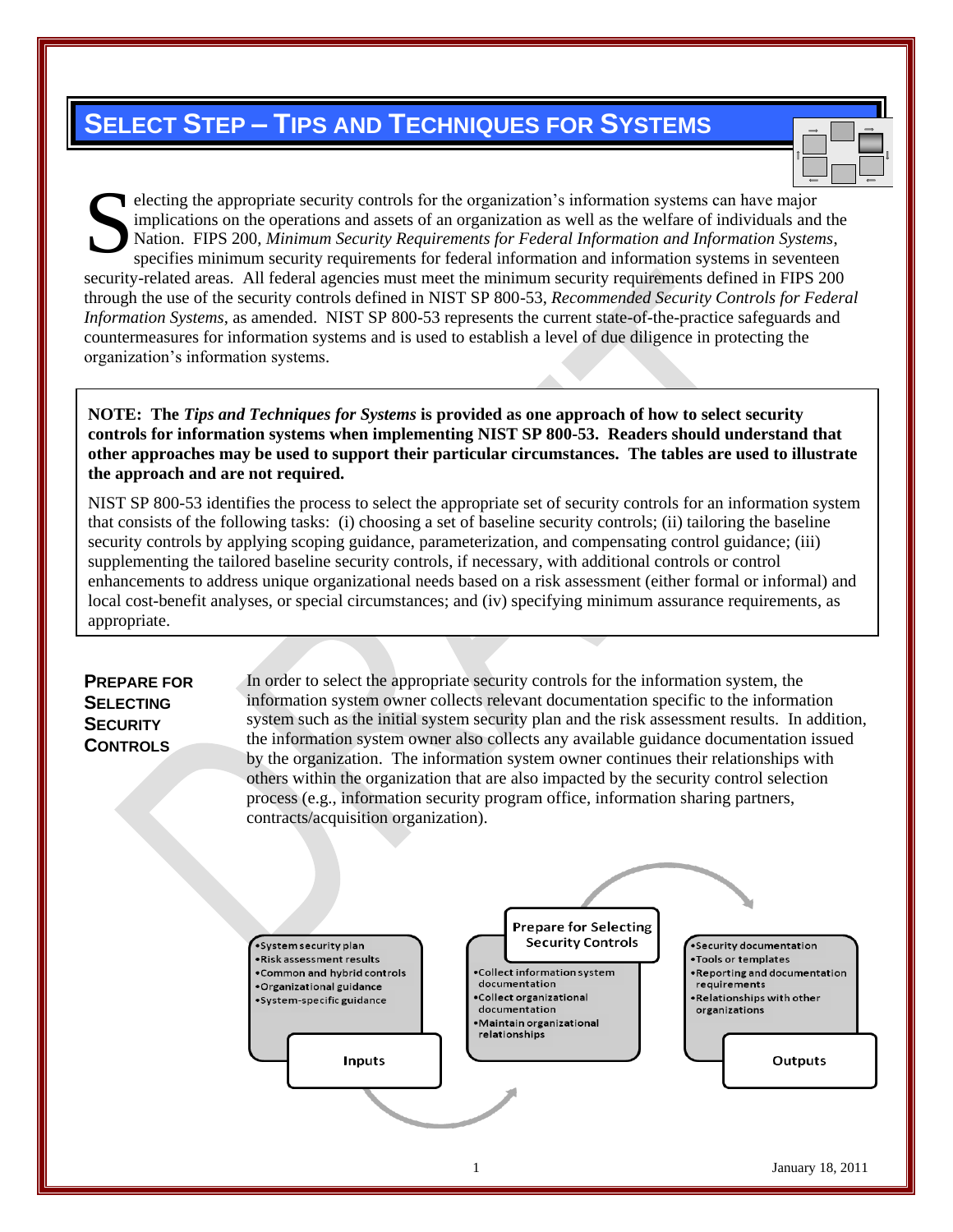# Select Step – Tips and Techniques for Systems

Selecting the appropriate security controls for the organization's information systems can have major implications on the operations and assets of an organization as well as the welfare of individuals and the Nation. FIPS 200, *Minimum Security Requirements for Federal Information and Information Systems*, specifies minimum security requirements for federal information and information systems in seventeen security-related areas. All federal agencies must meet the minimum security requirements defined in FIPS 200 through the use of the security controls defined in NIST SP 800-53, *Recommended Security Controls for Federal Information Systems*, as amended. NIST SP 800-53 represents the current state-of-the-practice safeguards and countermeasures for information systems and is used to establish a level of due diligence in protecting the organization's information systems.

**NOTE: The *Tips and Techniques for Systems* is provided as one approach of how to select security controls for information systems when implementing NIST SP 800-53. Readers should understand that other approaches may be used to support their particular circumstances. The tables are used to illustrate the approach and are not required.**

NIST SP 800-53 identifies the process to select the appropriate set of security controls for an information system that consists of the following tasks: (i) choosing a set of baseline security controls; (ii) tailoring the baseline security controls by applying scoping guidance, parameterization, and compensating control guidance; (iii) supplementing the tailored baseline security controls, if necessary, with additional controls or control enhancements to address unique organizational needs based on a risk assessment (either formal or informal) and local cost-benefit analyses, or special circumstances; and (iv) specifying minimum assurance requirements, as appropriate.

## Prepare for Selecting Security Controls

In order to select the appropriate security controls for the information system, the information system owner collects relevant documentation specific to the information system such as the initial system security plan and the risk assessment results. In addition, the information system owner also collects any available guidance documentation issued by the organization. The information system owner continues their relationships with others within the organization that are also impacted by the security control selection process (e.g., information security program office, information sharing partners, contracts/acquisition organization).

**Inputs**
- System security plan
- Risk assessment results
- Common and hybrid controls
- Organizational guidance
- System-specific guidance

**Prepare for Selecting Security Controls**
- Collect information system documentation
- Collect organizational documentation
- Maintain organizational relationships

**Outputs**
- Security documentation
- Tools or templates
- Reporting and documentation requirements
- Relationships with other organizations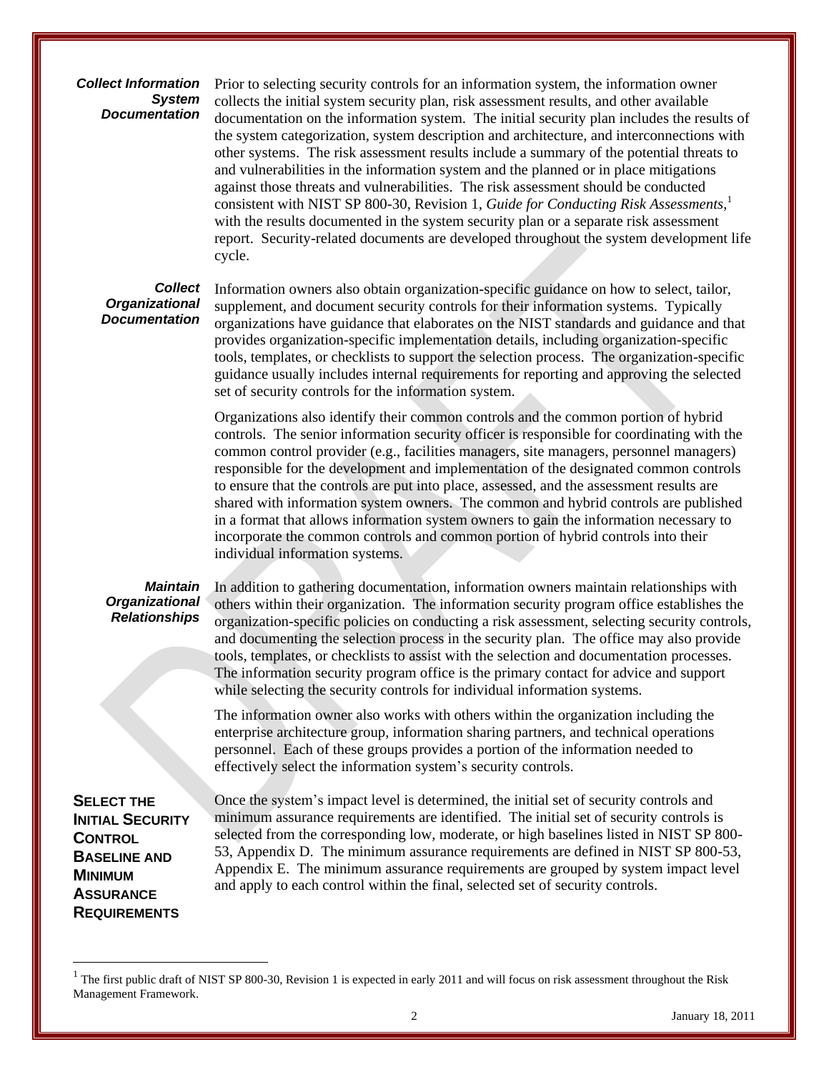#### Collect Information System Documentation

Prior to selecting security controls for an information system, the information owner collects the initial system security plan, risk assessment results, and other available documentation on the information system. The initial security plan includes the results of the system categorization, system description and architecture, and interconnections with other systems. The risk assessment results include a summary of the potential threats to and vulnerabilities in the information system and the planned or in place mitigations against those threats and vulnerabilities. The risk assessment should be conducted consistent with NIST SP 800-30, Revision 1, *Guide for Conducting Risk Assessments*,[1] with the results documented in the system security plan or a separate risk assessment report. Security-related documents are developed throughout the system development life cycle.

#### Collect Organizational Documentation

Information owners also obtain organization-specific guidance on how to select, tailor, supplement, and document security controls for their information systems. Typically organizations have guidance that elaborates on the NIST standards and guidance and that provides organization-specific implementation details, including organization-specific tools, templates, or checklists to support the selection process. The organization-specific guidance usually includes internal requirements for reporting and approving the selected set of security controls for the information system.

Organizations also identify their common controls and the common portion of hybrid controls. The senior information security officer is responsible for coordinating with the common control provider (e.g., facilities managers, site managers, personnel managers) responsible for the development and implementation of the designated common controls to ensure that the controls are put into place, assessed, and the assessment results are shared with information system owners. The common and hybrid controls are published in a format that allows information system owners to gain the information necessary to incorporate the common controls and common portion of hybrid controls into their individual information systems.

#### Maintain Organizational Relationships

In addition to gathering documentation, information owners maintain relationships with others within their organization. The information security program office establishes the organization-specific policies on conducting a risk assessment, selecting security controls, and documenting the selection process in the security plan. The office may also provide tools, templates, or checklists to assist with the selection and documentation processes. The information security program office is the primary contact for advice and support while selecting the security controls for individual information systems.

The information owner also works with others within the organization including the enterprise architecture group, information sharing partners, and technical operations personnel. Each of these groups provides a portion of the information needed to effectively select the information system's security controls.

### SELECT THE INITIAL SECURITY CONTROL BASELINE AND MINIMUM ASSURANCE REQUIREMENTS

Once the system's impact level is determined, the initial set of security controls and minimum assurance requirements are identified. The initial set of security controls is selected from the corresponding low, moderate, or high baselines listed in NIST SP 800-53, Appendix D. The minimum assurance requirements are defined in NIST SP 800-53, Appendix E. The minimum assurance requirements are grouped by system impact level and apply to each control within the final, selected set of security controls.

---

[1] The first public draft of NIST SP 800-30, Revision 1 is expected in early 2011 and will focus on risk assessment throughout the Risk Management Framework.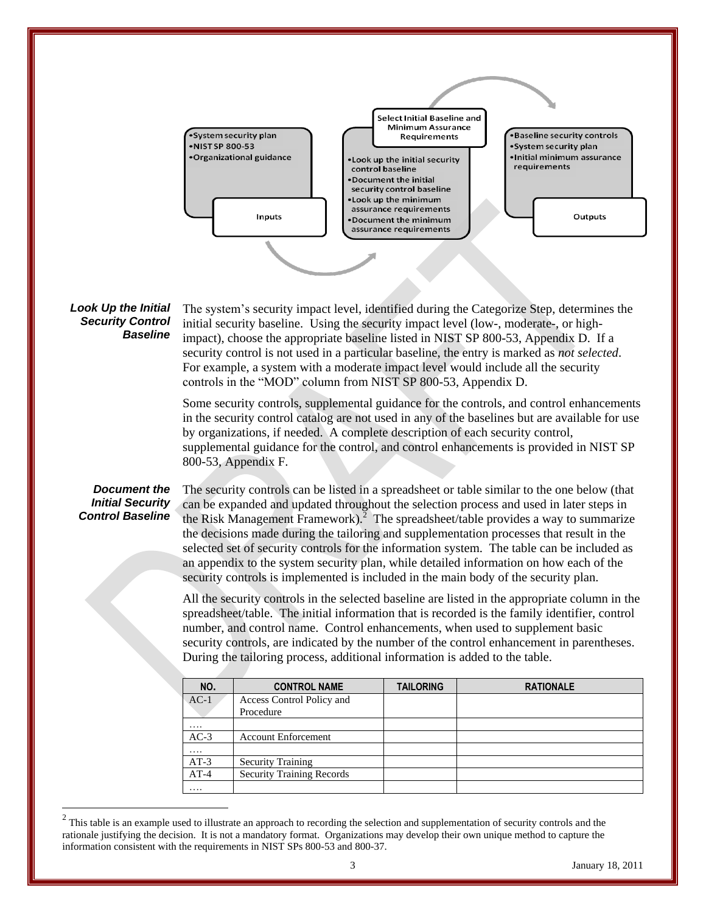Select Initial Baseline and Minimum Assurance Requirements

**Inputs**
- System security plan
- NIST SP 800-53
- Organizational guidance

**Select Initial Baseline and Minimum Assurance Requirements**
- Look up the initial security control baseline
- Document the initial security control baseline
- Look up the minimum assurance requirements
- Document the minimum assurance requirements

**Outputs**
- Baseline security controls
- System security plan
- Initial minimum assurance requirements

### *Look Up the Initial Security Control Baseline*

The system's security impact level, identified during the Categorize Step, determines the initial security baseline. Using the security impact level (low-, moderate-, or high-impact), choose the appropriate baseline listed in NIST SP 800-53, Appendix D. If a security control is not used in a particular baseline, the entry is marked as *not selected*. For example, a system with a moderate impact level would include all the security controls in the "MOD" column from NIST SP 800-53, Appendix D.

Some security controls, supplemental guidance for the controls, and control enhancements in the security control catalog are not used in any of the baselines but are available for use by organizations, if needed. A complete description of each security control, supplemental guidance for the control, and control enhancements is provided in NIST SP 800-53, Appendix F.

### *Document the Initial Security Control Baseline*

The security controls can be listed in a spreadsheet or table similar to the one below (that can be expanded and updated throughout the selection process and used in later steps in the Risk Management Framework).[2] The spreadsheet/table provides a way to summarize the decisions made during the tailoring and supplementation processes that result in the selected set of security controls for the information system. The table can be included as an appendix to the system security plan, while detailed information on how each of the security controls is implemented is included in the main body of the security plan.

All the security controls in the selected baseline are listed in the appropriate column in the spreadsheet/table. The initial information that is recorded is the family identifier, control number, and control name. Control enhancements, when used to supplement basic security controls, are indicated by the number of the control enhancement in parentheses. During the tailoring process, additional information is added to the table.

| NO. | CONTROL NAME | TAILORING | RATIONALE |
|---|---|---|---|
| AC-1 | Access Control Policy and Procedure | | |
| …. | | | |
| AC-3 | Account Enforcement | | |
| …. | | | |
| AT-3 | Security Training | | |
| AT-4 | Security Training Records | | |
| …. | | | |

[2] This table is an example used to illustrate an approach to recording the selection and supplementation of security controls and the rationale justifying the decision. It is not a mandatory format. Organizations may develop their own unique method to capture the information consistent with the requirements in NIST SPs 800-53 and 800-37.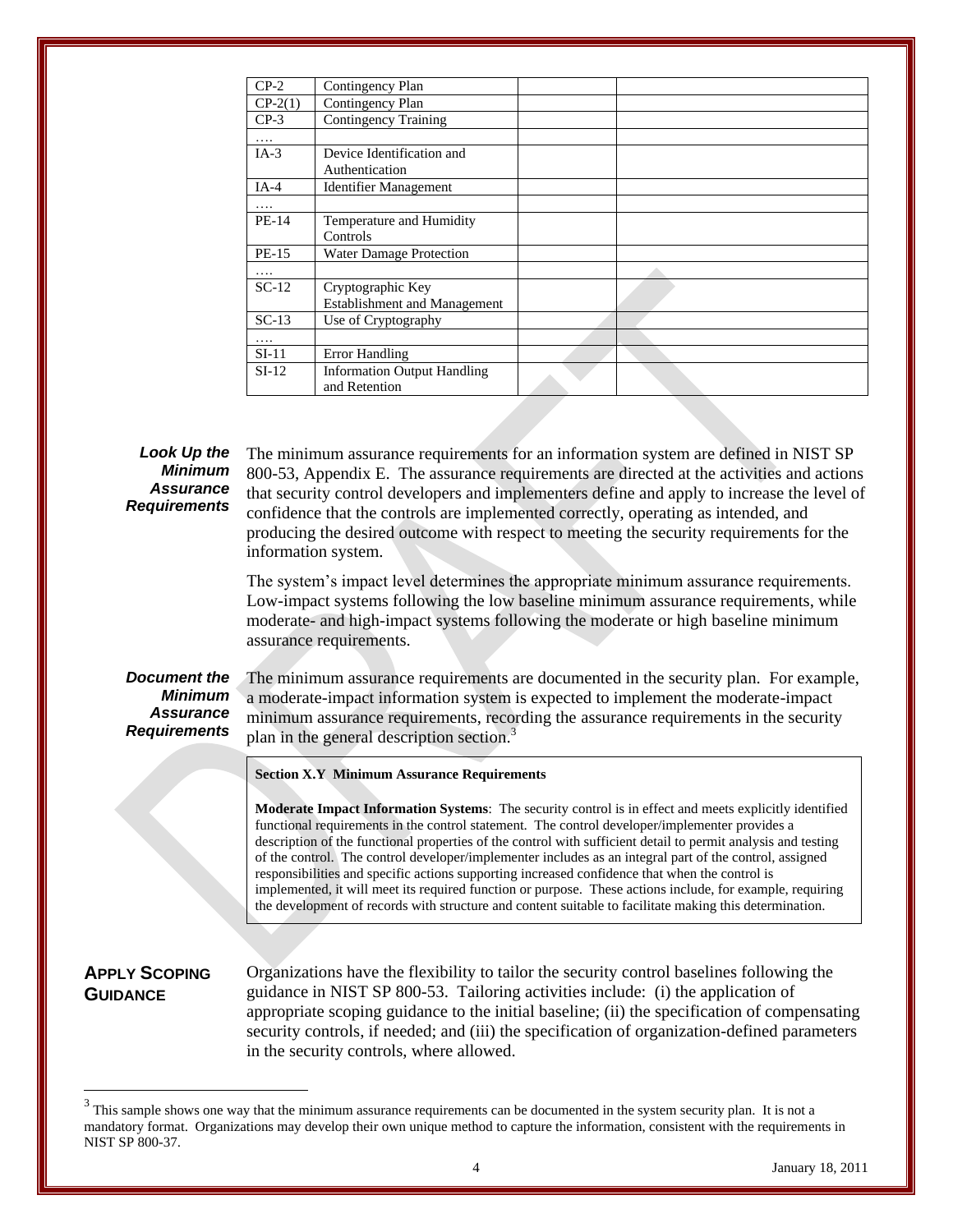| CP-2 | Contingency Plan | | |
|---|---|---|---|
| CP-2(1) | Contingency Plan | | |
| CP-3 | Contingency Training | | |
| …. | | | |
| IA-3 | Device Identification and Authentication | | |
| IA-4 | Identifier Management | | |
| …. | | | |
| PE-14 | Temperature and Humidity Controls | | |
| PE-15 | Water Damage Protection | | |
| …. | | | |
| SC-12 | Cryptographic Key Establishment and Management | | |
| SC-13 | Use of Cryptography | | |
| …. | | | |
| SI-11 | Error Handling | | |
| SI-12 | Information Output Handling and Retention | | |

***Look Up the Minimum Assurance Requirements***

The minimum assurance requirements for an information system are defined in NIST SP 800-53, Appendix E. The assurance requirements are directed at the activities and actions that security control developers and implementers define and apply to increase the level of confidence that the controls are implemented correctly, operating as intended, and producing the desired outcome with respect to meeting the security requirements for the information system.

The system's impact level determines the appropriate minimum assurance requirements. Low-impact systems following the low baseline minimum assurance requirements, while moderate- and high-impact systems following the moderate or high baseline minimum assurance requirements.

***Document the Minimum Assurance Requirements***

The minimum assurance requirements are documented in the security plan. For example, a moderate-impact information system is expected to implement the moderate-impact minimum assurance requirements, recording the assurance requirements in the security plan in the general description section.[3]

> **Section X.Y Minimum Assurance Requirements**
>
> **Moderate Impact Information Systems**: The security control is in effect and meets explicitly identified functional requirements in the control statement. The control developer/implementer provides a description of the functional properties of the control with sufficient detail to permit analysis and testing of the control. The control developer/implementer includes as an integral part of the control, assigned responsibilities and specific actions supporting increased confidence that when the control is implemented, it will meet its required function or purpose. These actions include, for example, requiring the development of records with structure and content suitable to facilitate making this determination.

## APPLY SCOPING GUIDANCE

Organizations have the flexibility to tailor the security control baselines following the guidance in NIST SP 800-53. Tailoring activities include: (i) the application of appropriate scoping guidance to the initial baseline; (ii) the specification of compensating security controls, if needed; and (iii) the specification of organization-defined parameters in the security controls, where allowed.

[3] This sample shows one way that the minimum assurance requirements can be documented in the system security plan. It is not a mandatory format. Organizations may develop their own unique method to capture the information, consistent with the requirements in NIST SP 800-37.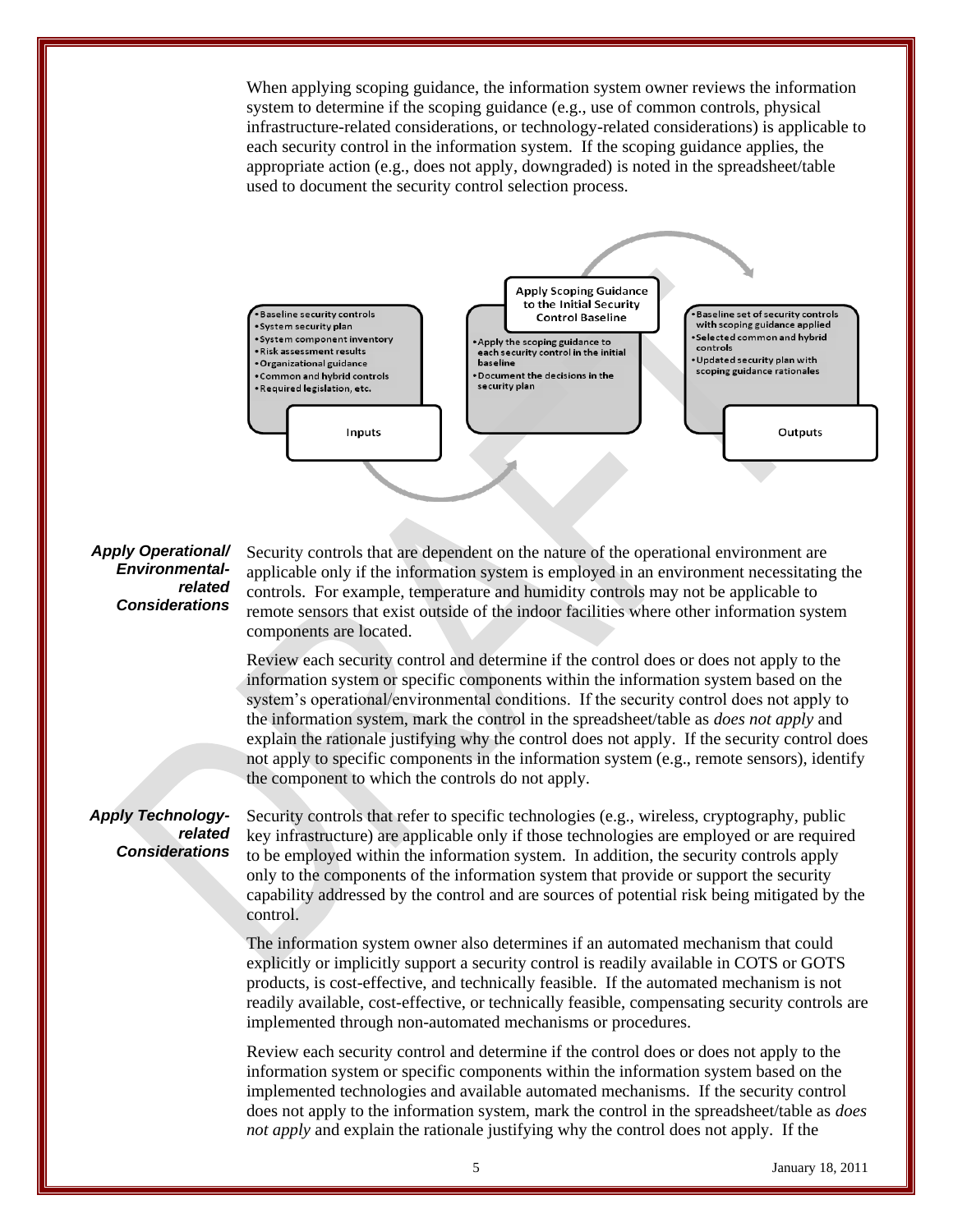When applying scoping guidance, the information system owner reviews the information system to determine if the scoping guidance (e.g., use of common controls, physical infrastructure-related considerations, or technology-related considerations) is applicable to each security control in the information system. If the scoping guidance applies, the appropriate action (e.g., does not apply, downgraded) is noted in the spreadsheet/table used to document the security control selection process.

**Inputs**

- Baseline security controls
- System security plan
- System component inventory
- Risk assessment results
- Organizational guidance
- Common and hybrid controls
- Required legislation, etc.

**Apply Scoping Guidance to the Initial Security Control Baseline**

- Apply the scoping guidance to each security control in the initial baseline
- Document the decisions in the security plan

**Outputs**

- Baseline set of security controls with scoping guidance applied
- Selected common and hybrid controls
- Updated security plan with scoping guidance rationales

***Apply Operational/ Environmental-related Considerations***

Security controls that are dependent on the nature of the operational environment are applicable only if the information system is employed in an environment necessitating the controls. For example, temperature and humidity controls may not be applicable to remote sensors that exist outside of the indoor facilities where other information system components are located.

Review each security control and determine if the control does or does not apply to the information system or specific components within the information system based on the system's operational/environmental conditions. If the security control does not apply to the information system, mark the control in the spreadsheet/table as *does not apply* and explain the rationale justifying why the control does not apply. If the security control does not apply to specific components in the information system (e.g., remote sensors), identify the component to which the controls do not apply.

***Apply Technology-related Considerations***

Security controls that refer to specific technologies (e.g., wireless, cryptography, public key infrastructure) are applicable only if those technologies are employed or are required to be employed within the information system. In addition, the security controls apply only to the components of the information system that provide or support the security capability addressed by the control and are sources of potential risk being mitigated by the control.

The information system owner also determines if an automated mechanism that could explicitly or implicitly support a security control is readily available in COTS or GOTS products, is cost-effective, and technically feasible. If the automated mechanism is not readily available, cost-effective, or technically feasible, compensating security controls are implemented through non-automated mechanisms or procedures.

Review each security control and determine if the control does or does not apply to the information system or specific components within the information system based on the implemented technologies and available automated mechanisms. If the security control does not apply to the information system, mark the control in the spreadsheet/table as *does not apply* and explain the rationale justifying why the control does not apply. If the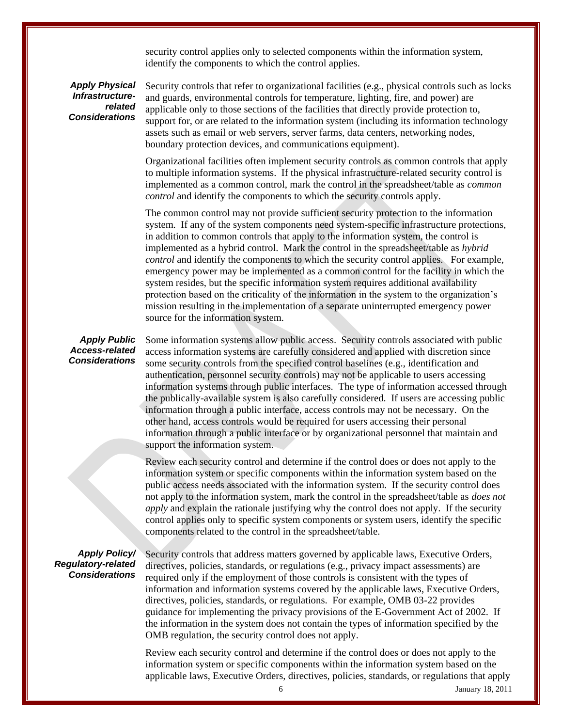security control applies only to selected components within the information system, identify the components to which the control applies.

***Apply Physical Infrastructure-related Considerations***

Security controls that refer to organizational facilities (e.g., physical controls such as locks and guards, environmental controls for temperature, lighting, fire, and power) are applicable only to those sections of the facilities that directly provide protection to, support for, or are related to the information system (including its information technology assets such as email or web servers, server farms, data centers, networking nodes, boundary protection devices, and communications equipment).

Organizational facilities often implement security controls as common controls that apply to multiple information systems. If the physical infrastructure-related security control is implemented as a common control, mark the control in the spreadsheet/table as *common control* and identify the components to which the security controls apply.

The common control may not provide sufficient security protection to the information system. If any of the system components need system-specific infrastructure protections, in addition to common controls that apply to the information system, the control is implemented as a hybrid control. Mark the control in the spreadsheet/table as *hybrid control* and identify the components to which the security control applies. For example, emergency power may be implemented as a common control for the facility in which the system resides, but the specific information system requires additional availability protection based on the criticality of the information in the system to the organization's mission resulting in the implementation of a separate uninterrupted emergency power source for the information system.

***Apply Public Access-related Considerations***

Some information systems allow public access. Security controls associated with public access information systems are carefully considered and applied with discretion since some security controls from the specified control baselines (e.g., identification and authentication, personnel security controls) may not be applicable to users accessing information systems through public interfaces. The type of information accessed through the publically-available system is also carefully considered. If users are accessing public information through a public interface, access controls may not be necessary. On the other hand, access controls would be required for users accessing their personal information through a public interface or by organizational personnel that maintain and support the information system.

Review each security control and determine if the control does or does not apply to the information system or specific components within the information system based on the public access needs associated with the information system. If the security control does not apply to the information system, mark the control in the spreadsheet/table as *does not apply* and explain the rationale justifying why the control does not apply. If the security control applies only to specific system components or system users, identify the specific components related to the control in the spreadsheet/table.

***Apply Policy/ Regulatory-related Considerations***

Security controls that address matters governed by applicable laws, Executive Orders, directives, policies, standards, or regulations (e.g., privacy impact assessments) are required only if the employment of those controls is consistent with the types of information and information systems covered by the applicable laws, Executive Orders, directives, policies, standards, or regulations. For example, OMB 03-22 provides guidance for implementing the privacy provisions of the E-Government Act of 2002. If the information in the system does not contain the types of information specified by the OMB regulation, the security control does not apply.

Review each security control and determine if the control does or does not apply to the information system or specific components within the information system based on the applicable laws, Executive Orders, directives, policies, standards, or regulations that apply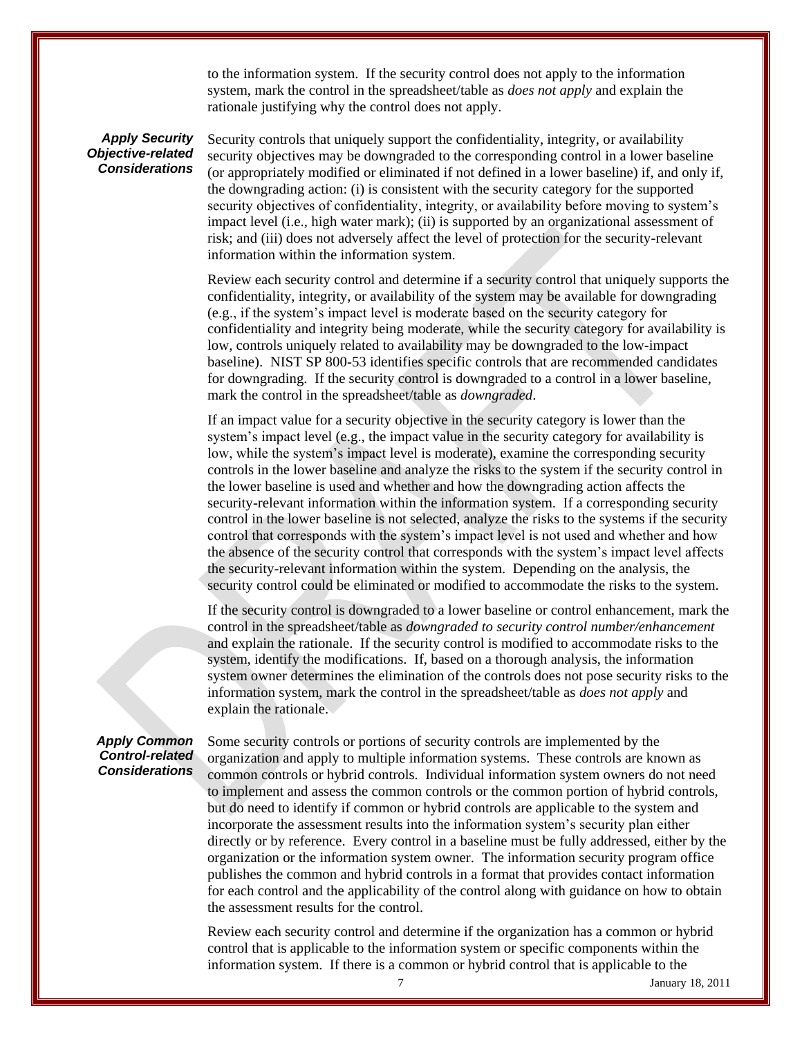to the information system. If the security control does not apply to the information system, mark the control in the spreadsheet/table as *does not apply* and explain the rationale justifying why the control does not apply.

***Apply Security Objective-related Considerations***

Security controls that uniquely support the confidentiality, integrity, or availability security objectives may be downgraded to the corresponding control in a lower baseline (or appropriately modified or eliminated if not defined in a lower baseline) if, and only if, the downgrading action: (i) is consistent with the security category for the supported security objectives of confidentiality, integrity, or availability before moving to system's impact level (i.e., high water mark); (ii) is supported by an organizational assessment of risk; and (iii) does not adversely affect the level of protection for the security-relevant information within the information system.

Review each security control and determine if a security control that uniquely supports the confidentiality, integrity, or availability of the system may be available for downgrading (e.g., if the system's impact level is moderate based on the security category for confidentiality and integrity being moderate, while the security category for availability is low, controls uniquely related to availability may be downgraded to the low-impact baseline). NIST SP 800-53 identifies specific controls that are recommended candidates for downgrading. If the security control is downgraded to a control in a lower baseline, mark the control in the spreadsheet/table as *downgraded*.

If an impact value for a security objective in the security category is lower than the system's impact level (e.g., the impact value in the security category for availability is low, while the system's impact level is moderate), examine the corresponding security controls in the lower baseline and analyze the risks to the system if the security control in the lower baseline is used and whether and how the downgrading action affects the security-relevant information within the information system. If a corresponding security control in the lower baseline is not selected, analyze the risks to the systems if the security control that corresponds with the system's impact level is not used and whether and how the absence of the security control that corresponds with the system's impact level affects the security-relevant information within the system. Depending on the analysis, the security control could be eliminated or modified to accommodate the risks to the system.

If the security control is downgraded to a lower baseline or control enhancement, mark the control in the spreadsheet/table as *downgraded to security control number/enhancement* and explain the rationale. If the security control is modified to accommodate risks to the system, identify the modifications. If, based on a thorough analysis, the information system owner determines the elimination of the controls does not pose security risks to the information system, mark the control in the spreadsheet/table as *does not apply* and explain the rationale.

***Apply Common Control-related Considerations***

Some security controls or portions of security controls are implemented by the organization and apply to multiple information systems. These controls are known as common controls or hybrid controls. Individual information system owners do not need to implement and assess the common controls or the common portion of hybrid controls, but do need to identify if common or hybrid controls are applicable to the system and incorporate the assessment results into the information system's security plan either directly or by reference. Every control in a baseline must be fully addressed, either by the organization or the information system owner. The information security program office publishes the common and hybrid controls in a format that provides contact information for each control and the applicability of the control along with guidance on how to obtain the assessment results for the control.

Review each security control and determine if the organization has a common or hybrid control that is applicable to the information system or specific components within the information system. If there is a common or hybrid control that is applicable to the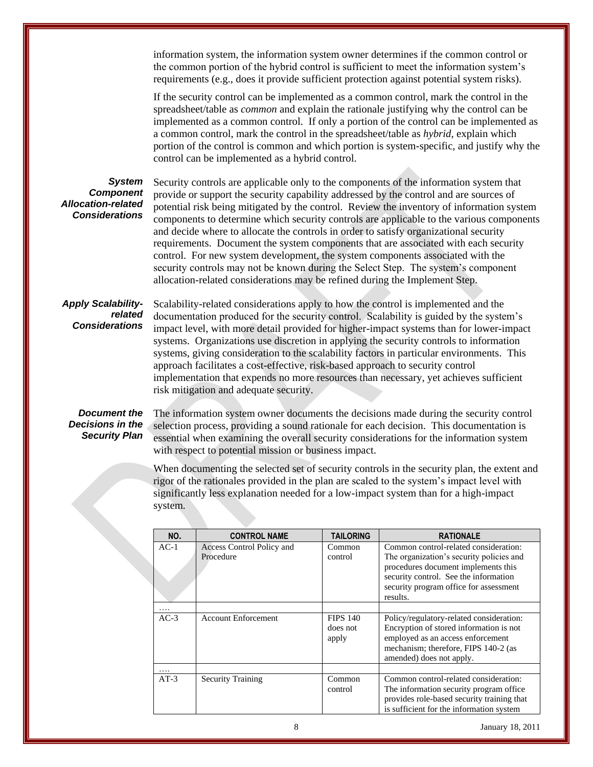information system, the information system owner determines if the common control or the common portion of the hybrid control is sufficient to meet the information system's requirements (e.g., does it provide sufficient protection against potential system risks).

If the security control can be implemented as a common control, mark the control in the spreadsheet/table as *common* and explain the rationale justifying why the control can be implemented as a common control. If only a portion of the control can be implemented as a common control, mark the control in the spreadsheet/table as *hybrid*, explain which portion of the control is common and which portion is system-specific, and justify why the control can be implemented as a hybrid control.

***System Component Allocation-related Considerations***

Security controls are applicable only to the components of the information system that provide or support the security capability addressed by the control and are sources of potential risk being mitigated by the control. Review the inventory of information system components to determine which security controls are applicable to the various components and decide where to allocate the controls in order to satisfy organizational security requirements. Document the system components that are associated with each security control. For new system development, the system components associated with the security controls may not be known during the Select Step. The system's component allocation-related considerations may be refined during the Implement Step.

***Apply Scalability-related Considerations***

Scalability-related considerations apply to how the control is implemented and the documentation produced for the security control. Scalability is guided by the system's impact level, with more detail provided for higher-impact systems than for lower-impact systems. Organizations use discretion in applying the security controls to information systems, giving consideration to the scalability factors in particular environments. This approach facilitates a cost-effective, risk-based approach to security control implementation that expends no more resources than necessary, yet achieves sufficient risk mitigation and adequate security.

***Document the Decisions in the Security Plan***

The information system owner documents the decisions made during the security control selection process, providing a sound rationale for each decision. This documentation is essential when examining the overall security considerations for the information system with respect to potential mission or business impact.

When documenting the selected set of security controls in the security plan, the extent and rigor of the rationales provided in the plan are scaled to the system's impact level with significantly less explanation needed for a low-impact system than for a high-impact system.

| NO. | CONTROL NAME | TAILORING | RATIONALE |
|---|---|---|---|
| AC-1 | Access Control Policy and Procedure | Common control | Common control-related consideration: The organization's security policies and procedures document implements this security control. See the information security program office for assessment results. |
| …. | | | |
| AC-3 | Account Enforcement | FIPS 140 does not apply | Policy/regulatory-related consideration: Encryption of stored information is not employed as an access enforcement mechanism; therefore, FIPS 140-2 (as amended) does not apply. |
| …. | | | |
| AT-3 | Security Training | Common control | Common control-related consideration: The information security program office provides role-based security training that is sufficient for the information system |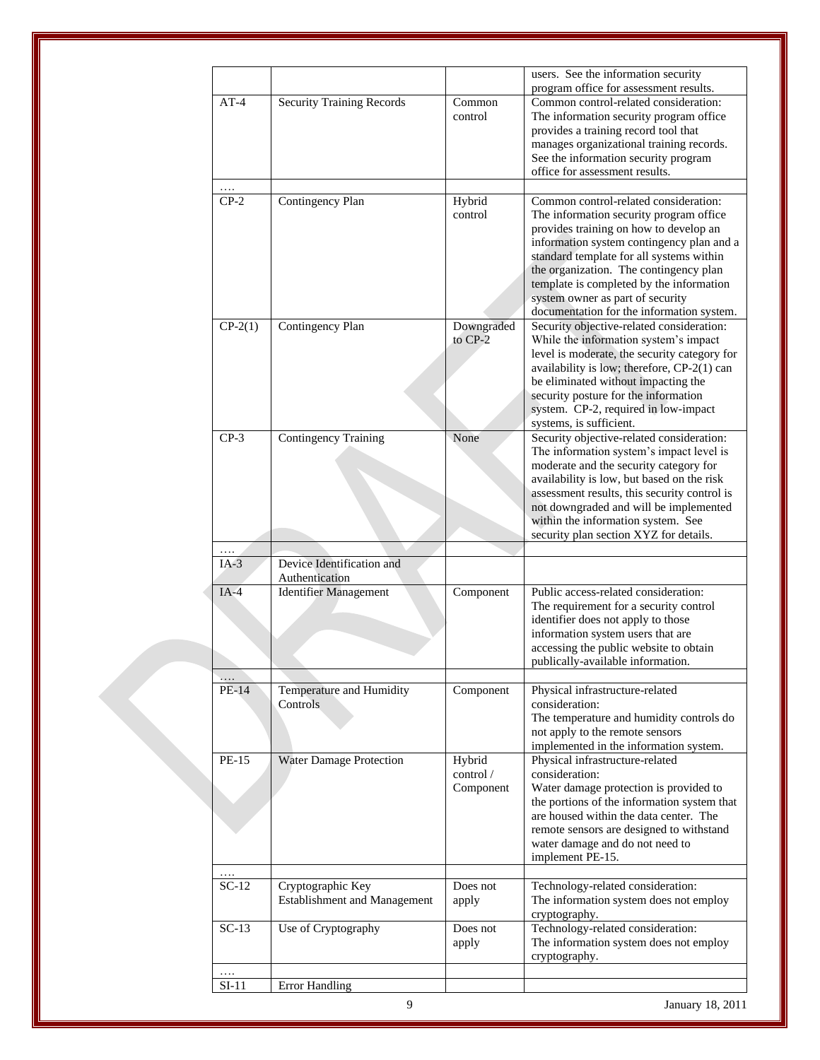| | | | |
|---|---|---|---|
| | | | users. See the information security program office for assessment results. |
| AT-4 | Security Training Records | Common control | Common control-related consideration: The information security program office provides a training record tool that manages organizational training records. See the information security program office for assessment results. |
| …. | | | |
| CP-2 | Contingency Plan | Hybrid control | Common control-related consideration: The information security program office provides training on how to develop an information system contingency plan and a standard template for all systems within the organization. The contingency plan template is completed by the information system owner as part of security documentation for the information system. |
| CP-2(1) | Contingency Plan | Downgraded to CP-2 | Security objective-related consideration: While the information system's impact level is moderate, the security category for availability is low; therefore, CP-2(1) can be eliminated without impacting the security posture for the information system. CP-2, required in low-impact systems, is sufficient. |
| CP-3 | Contingency Training | None | Security objective-related consideration: The information system's impact level is moderate and the security category for availability is low, but based on the risk assessment results, this security control is not downgraded and will be implemented within the information system. See security plan section XYZ for details. |
| …. | | | |
| IA-3 | Device Identification and Authentication | | |
| IA-4 | Identifier Management | Component | Public access-related consideration: The requirement for a security control identifier does not apply to those information system users that are accessing the public website to obtain publically-available information. |
| …. | | | |
| PE-14 | Temperature and Humidity Controls | Component | Physical infrastructure-related consideration: The temperature and humidity controls do not apply to the remote sensors implemented in the information system. |
| PE-15 | Water Damage Protection | Hybrid control / Component | Physical infrastructure-related consideration: Water damage protection is provided to the portions of the information system that are housed within the data center. The remote sensors are designed to withstand water damage and do not need to implement PE-15. |
| …. | | | |
| SC-12 | Cryptographic Key Establishment and Management | Does not apply | Technology-related consideration: The information system does not employ cryptography. |
| SC-13 | Use of Cryptography | Does not apply | Technology-related consideration: The information system does not employ cryptography. |
| …. | | | |
| SI-11 | Error Handling | | |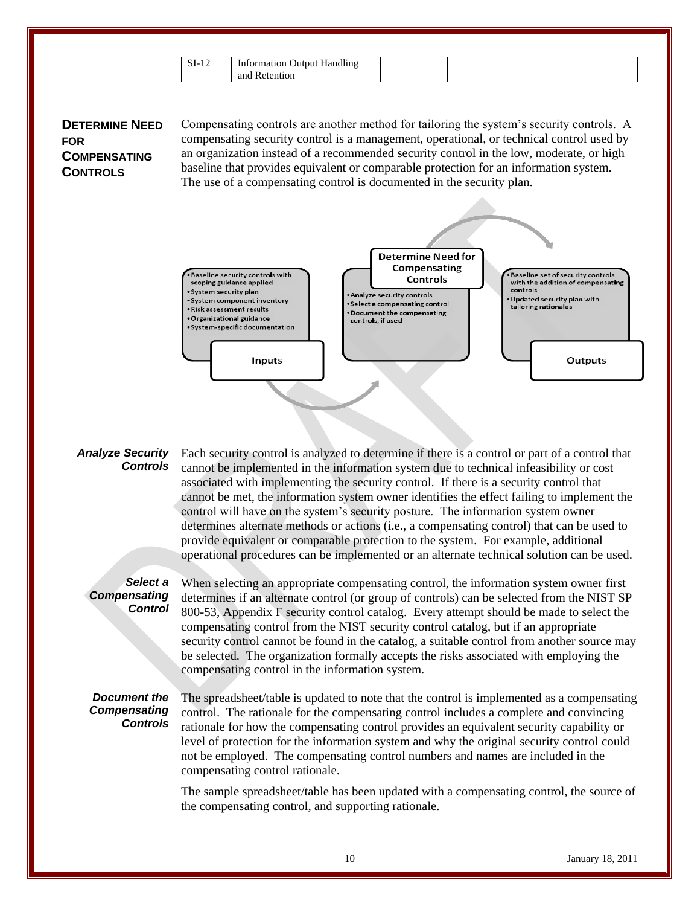| SI-12 | Information Output Handling and Retention | | |
|---|---|---|---|

## Determine Need for Compensating Controls

Compensating controls are another method for tailoring the system's security controls. A compensating security control is a management, operational, or technical control used by an organization instead of a recommended security control in the low, moderate, or high baseline that provides equivalent or comparable protection for an information system. The use of a compensating control is documented in the security plan.

**Inputs**
- Baseline security controls with scoping guidance applied
- System security plan
- System component inventory
- Risk assessment results
- Organizational guidance
- System-specific documentation

**Determine Need for Compensating Controls**
- Analyze security controls
- Select a compensating control
- Document the compensating controls, if used

**Outputs**
- Baseline set of security controls with the addition of compensating controls
- Updated security plan with tailoring rationales

### *Analyze Security Controls*

Each security control is analyzed to determine if there is a control or part of a control that cannot be implemented in the information system due to technical infeasibility or cost associated with implementing the security control. If there is a security control that cannot be met, the information system owner identifies the effect failing to implement the control will have on the system's security posture. The information system owner determines alternate methods or actions (i.e., a compensating control) that can be used to provide equivalent or comparable protection to the system. For example, additional operational procedures can be implemented or an alternate technical solution can be used.

### *Select a Compensating Control*

When selecting an appropriate compensating control, the information system owner first determines if an alternate control (or group of controls) can be selected from the NIST SP 800-53, Appendix F security control catalog. Every attempt should be made to select the compensating control from the NIST security control catalog, but if an appropriate security control cannot be found in the catalog, a suitable control from another source may be selected. The organization formally accepts the risks associated with employing the compensating control in the information system.

### *Document the Compensating Controls*

The spreadsheet/table is updated to note that the control is implemented as a compensating control. The rationale for the compensating control includes a complete and convincing rationale for how the compensating control provides an equivalent security capability or level of protection for the information system and why the original security control could not be employed. The compensating control numbers and names are included in the compensating control rationale.

The sample spreadsheet/table has been updated with a compensating control, the source of the compensating control, and supporting rationale.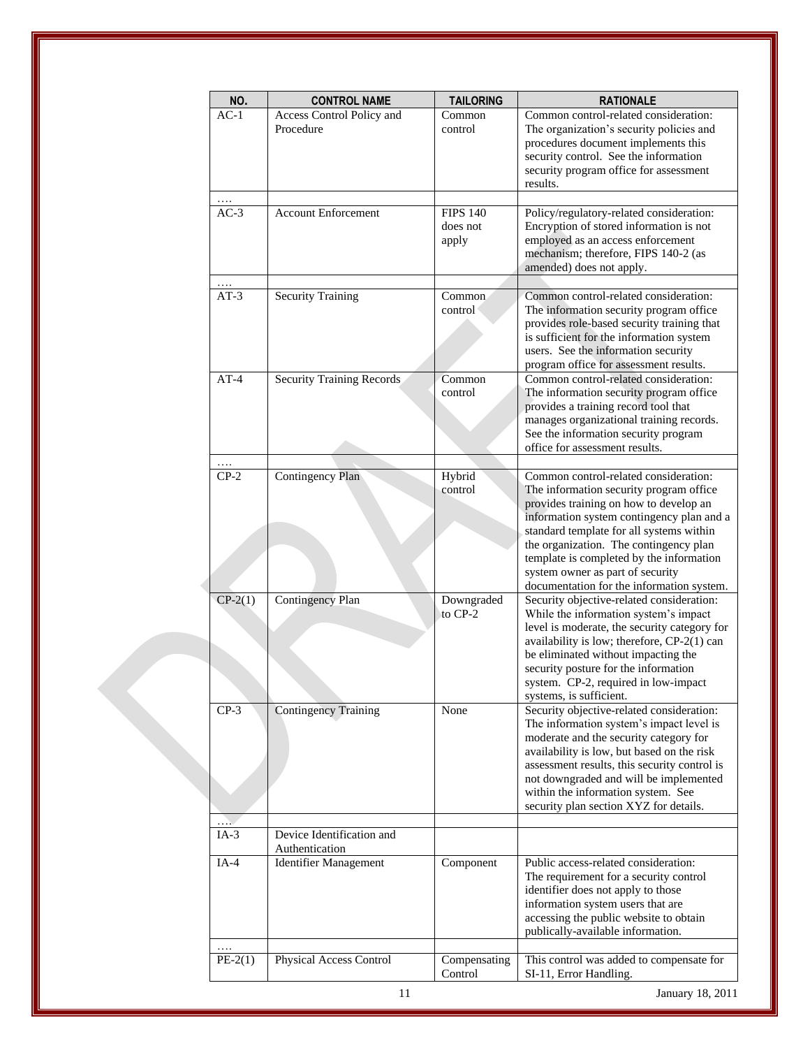| NO. | CONTROL NAME | TAILORING | RATIONALE |
|---|---|---|---|
| AC-1 | Access Control Policy and Procedure | Common control | Common control-related consideration: The organization's security policies and procedures document implements this security control. See the information security program office for assessment results. |
| …. | | | |
| AC-3 | Account Enforcement | FIPS 140 does not apply | Policy/regulatory-related consideration: Encryption of stored information is not employed as an access enforcement mechanism; therefore, FIPS 140-2 (as amended) does not apply. |
| …. | | | |
| AT-3 | Security Training | Common control | Common control-related consideration: The information security program office provides role-based security training that is sufficient for the information system users. See the information security program office for assessment results. |
| AT-4 | Security Training Records | Common control | Common control-related consideration: The information security program office provides a training record tool that manages organizational training records. See the information security program office for assessment results. |
| …. | | | |
| CP-2 | Contingency Plan | Hybrid control | Common control-related consideration: The information security program office provides training on how to develop an information system contingency plan and a standard template for all systems within the organization. The contingency plan template is completed by the information system owner as part of security documentation for the information system. |
| CP-2(1) | Contingency Plan | Downgraded to CP-2 | Security objective-related consideration: While the information system's impact level is moderate, the security category for availability is low; therefore, CP-2(1) can be eliminated without impacting the security posture for the information system. CP-2, required in low-impact systems, is sufficient. |
| CP-3 | Contingency Training | None | Security objective-related consideration: The information system's impact level is moderate and the security category for availability is low, but based on the risk assessment results, this security control is not downgraded and will be implemented within the information system. See security plan section XYZ for details. |
| …. | | | |
| IA-3 | Device Identification and Authentication | | |
| IA-4 | Identifier Management | Component | Public access-related consideration: The requirement for a security control identifier does not apply to those information system users that are accessing the public website to obtain publically-available information. |
| …. | | | |
| PE-2(1) | Physical Access Control | Compensating Control | This control was added to compensate for SI-11, Error Handling. |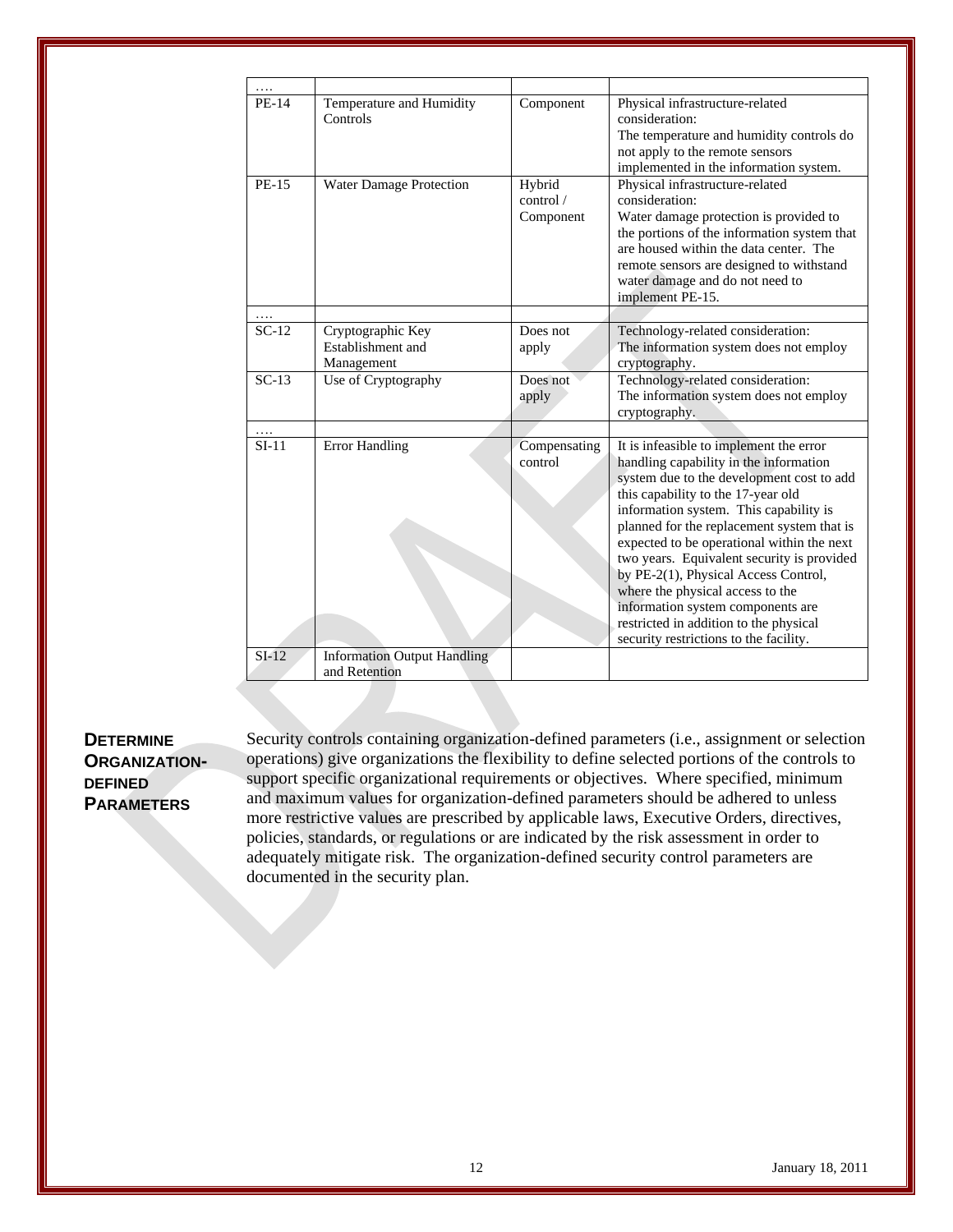| …. | | | |
|---|---|---|---|
| PE-14 | Temperature and Humidity Controls | Component | Physical infrastructure-related consideration: The temperature and humidity controls do not apply to the remote sensors implemented in the information system. |
| PE-15 | Water Damage Protection | Hybrid control / Component | Physical infrastructure-related consideration: Water damage protection is provided to the portions of the information system that are housed within the data center. The remote sensors are designed to withstand water damage and do not need to implement PE-15. |
| …. | | | |
| SC-12 | Cryptographic Key Establishment and Management | Does not apply | Technology-related consideration: The information system does not employ cryptography. |
| SC-13 | Use of Cryptography | Does not apply | Technology-related consideration: The information system does not employ cryptography. |
| …. | | | |
| SI-11 | Error Handling | Compensating control | It is infeasible to implement the error handling capability in the information system due to the development cost to add this capability to the 17-year old information system. This capability is planned for the replacement system that is expected to be operational within the next two years. Equivalent security is provided by PE-2(1), Physical Access Control, where the physical access to the information system components are restricted in addition to the physical security restrictions to the facility. |
| SI-12 | Information Output Handling and Retention | | |

**DETERMINE ORGANIZATION-DEFINED PARAMETERS**

Security controls containing organization-defined parameters (i.e., assignment or selection operations) give organizations the flexibility to define selected portions of the controls to support specific organizational requirements or objectives. Where specified, minimum and maximum values for organization-defined parameters should be adhered to unless more restrictive values are prescribed by applicable laws, Executive Orders, directives, policies, standards, or regulations or are indicated by the risk assessment in order to adequately mitigate risk. The organization-defined security control parameters are documented in the security plan.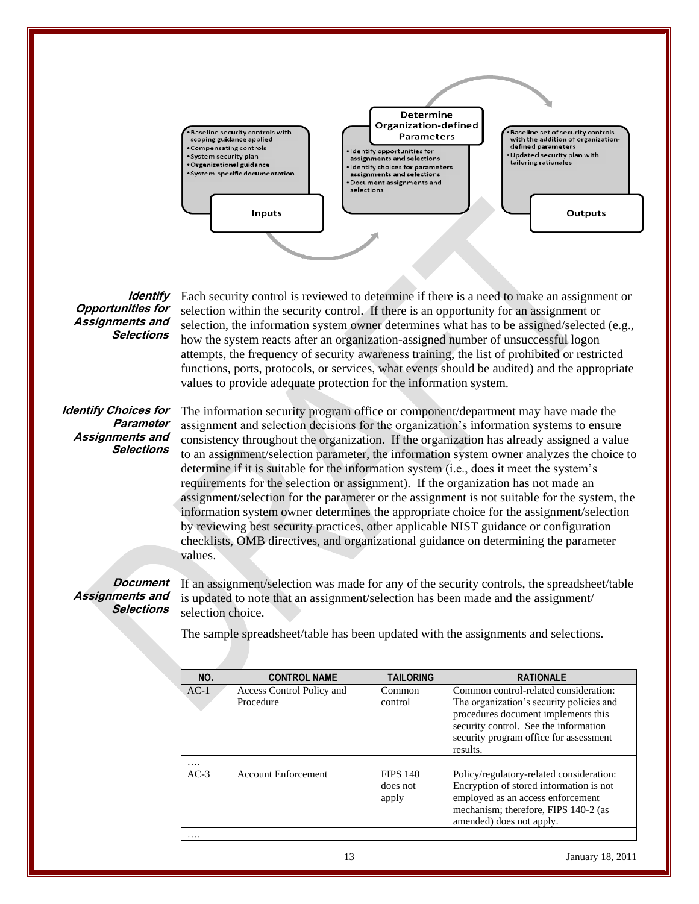**Inputs**

- Baseline security controls with scoping guidance applied
- Compensating controls
- System security plan
- Organizational guidance
- System-specific documentation

**Determine Organization-defined Parameters**

- Identify opportunities for assignments and selections
- Identify choices for parameters assignments and selections
- Document assignments and selections

**Outputs**

- Baseline set of security controls with the addition of organization-defined parameters
- Updated security plan with tailoring rationales

***Identify Opportunities for Assignments and Selections***

Each security control is reviewed to determine if there is a need to make an assignment or selection within the security control. If there is an opportunity for an assignment or selection, the information system owner determines what has to be assigned/selected (e.g., how the system reacts after an organization-assigned number of unsuccessful logon attempts, the frequency of security awareness training, the list of prohibited or restricted functions, ports, protocols, or services, what events should be audited) and the appropriate values to provide adequate protection for the information system.

***Identify Choices for Parameter Assignments and Selections***

The information security program office or component/department may have made the assignment and selection decisions for the organization's information systems to ensure consistency throughout the organization. If the organization has already assigned a value to an assignment/selection parameter, the information system owner analyzes the choice to determine if it is suitable for the information system (i.e., does it meet the system's requirements for the selection or assignment). If the organization has not made an assignment/selection for the parameter or the assignment is not suitable for the system, the information system owner determines the appropriate choice for the assignment/selection by reviewing best security practices, other applicable NIST guidance or configuration checklists, OMB directives, and organizational guidance on determining the parameter values.

***Document Assignments and Selections***

If an assignment/selection was made for any of the security controls, the spreadsheet/table is updated to note that an assignment/selection has been made and the assignment/ selection choice.

The sample spreadsheet/table has been updated with the assignments and selections.

| NO. | CONTROL NAME | TAILORING | RATIONALE |
|---|---|---|---|
| AC-1 | Access Control Policy and Procedure | Common control | Common control-related consideration: The organization's security policies and procedures document implements this security control. See the information security program office for assessment results. |
| …. | | | |
| AC-3 | Account Enforcement | FIPS 140 does not apply | Policy/regulatory-related consideration: Encryption of stored information is not employed as an access enforcement mechanism; therefore, FIPS 140-2 (as amended) does not apply. |
| …. | | | |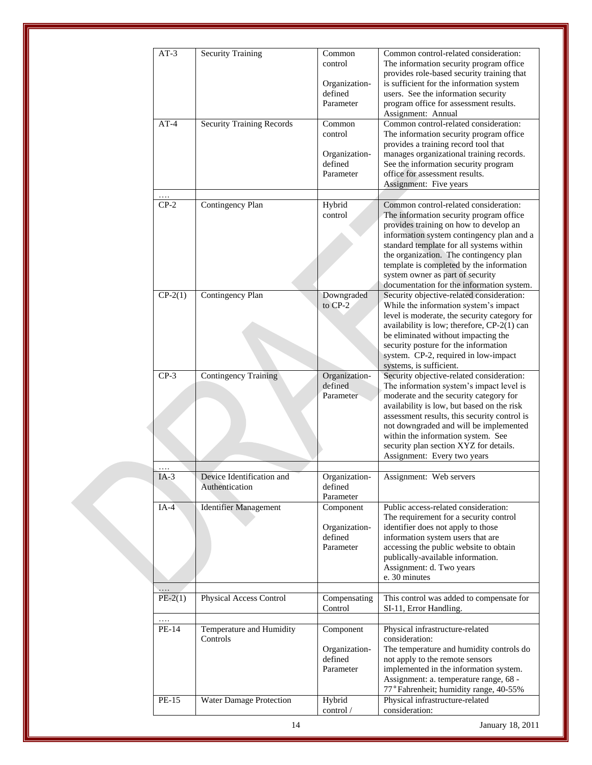| AT-3 | Security Training | Common control<br><br>Organization-defined Parameter | Common control-related consideration: The information security program office provides role-based security training that is sufficient for the information system users. See the information security program office for assessment results.<br>Assignment: Annual |
|---|---|---|---|
| AT-4 | Security Training Records | Common control<br><br>Organization-defined Parameter | Common control-related consideration: The information security program office provides a training record tool that manages organizational training records. See the information security program office for assessment results.<br>Assignment: Five years |
| …. | | | |
| CP-2 | Contingency Plan | Hybrid control | Common control-related consideration: The information security program office provides training on how to develop an information system contingency plan and a standard template for all systems within the organization. The contingency plan template is completed by the information system owner as part of security documentation for the information system. |
| CP-2(1) | Contingency Plan | Downgraded to CP-2 | Security objective-related consideration: While the information system's impact level is moderate, the security category for availability is low; therefore, CP-2(1) can be eliminated without impacting the security posture for the information system. CP-2, required in low-impact systems, is sufficient. |
| CP-3 | Contingency Training | Organization-defined Parameter | Security objective-related consideration: The information system's impact level is moderate and the security category for availability is low, but based on the risk assessment results, this security control is not downgraded and will be implemented within the information system. See security plan section XYZ for details.<br>Assignment: Every two years |
| …. | | | |
| IA-3 | Device Identification and Authentication | Organization-defined Parameter | Assignment: Web servers |
| IA-4 | Identifier Management | Component<br><br>Organization-defined Parameter | Public access-related consideration: The requirement for a security control identifier does not apply to those information system users that are accessing the public website to obtain publically-available information.<br>Assignment: d. Two years<br>e. 30 minutes |
| …. | | | |
| PE-2(1) | Physical Access Control | Compensating Control | This control was added to compensate for SI-11, Error Handling. |
| …. | | | |
| PE-14 | Temperature and Humidity Controls | Component<br><br>Organization-defined Parameter | Physical infrastructure-related consideration:<br>The temperature and humidity controls do not apply to the remote sensors implemented in the information system.<br>Assignment: a. temperature range, 68 - 77° Fahrenheit; humidity range, 40-55% |
| PE-15 | Water Damage Protection | Hybrid control / | Physical infrastructure-related consideration: |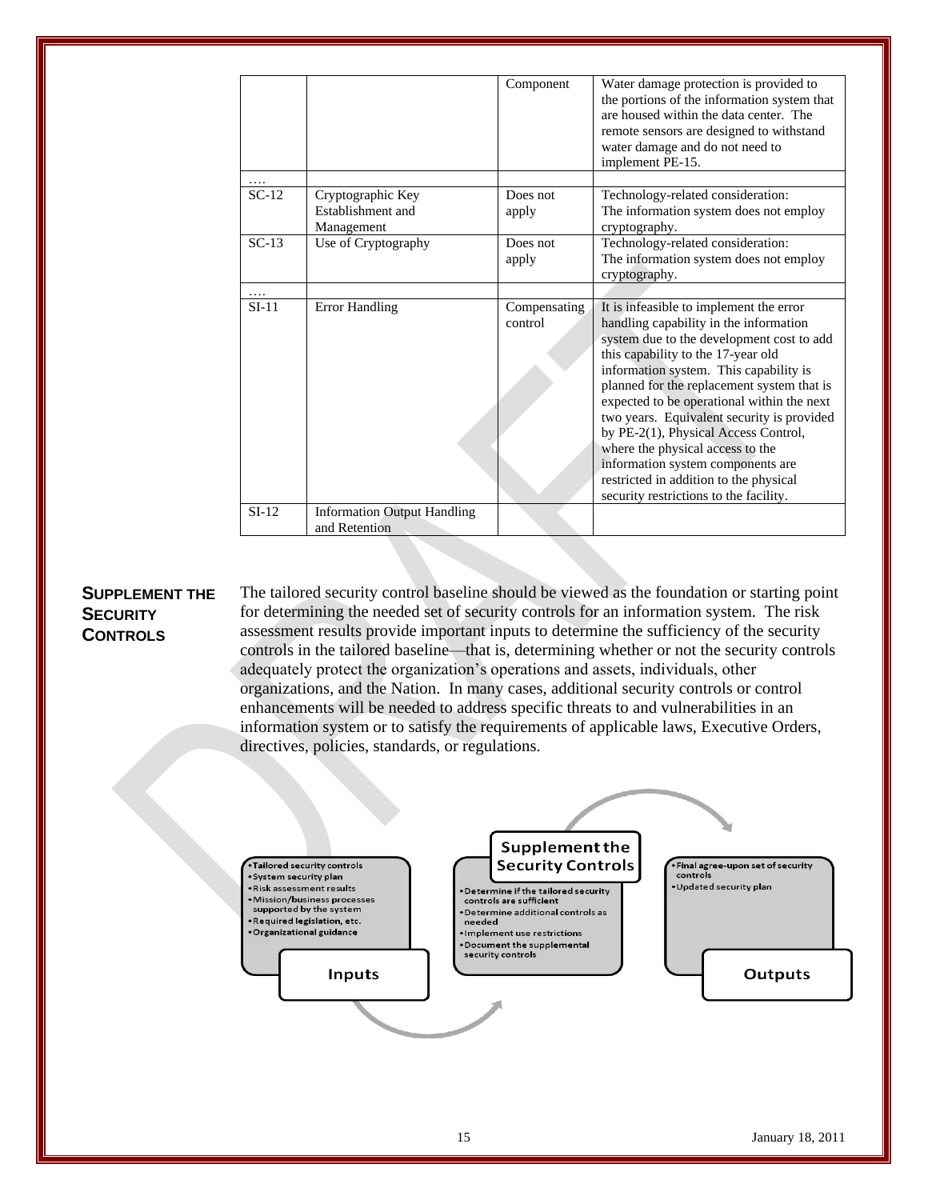| | | | |
|---|---|---|---|
| | | Component | Water damage protection is provided to the portions of the information system that are housed within the data center. The remote sensors are designed to withstand water damage and do not need to implement PE-15. |
| …. | | | |
| SC-12 | Cryptographic Key Establishment and Management | Does not apply | Technology-related consideration: The information system does not employ cryptography. |
| SC-13 | Use of Cryptography | Does not apply | Technology-related consideration: The information system does not employ cryptography. |
| …. | | | |
| SI-11 | Error Handling | Compensating control | It is infeasible to implement the error handling capability in the information system due to the development cost to add this capability to the 17-year old information system. This capability is planned for the replacement system that is expected to be operational within the next two years. Equivalent security is provided by PE-2(1), Physical Access Control, where the physical access to the information system components are restricted in addition to the physical security restrictions to the facility. |
| SI-12 | Information Output Handling and Retention | | |

**SUPPLEMENT THE SECURITY CONTROLS**

The tailored security control baseline should be viewed as the foundation or starting point for determining the needed set of security controls for an information system. The risk assessment results provide important inputs to determine the sufficiency of the security controls in the tailored baseline—that is, determining whether or not the security controls adequately protect the organization's operations and assets, individuals, other organizations, and the Nation. In many cases, additional security controls or control enhancements will be needed to address specific threats to and vulnerabilities in an information system or to satisfy the requirements of applicable laws, Executive Orders, directives, policies, standards, or regulations.

**Inputs**
- Tailored security controls
- System security plan
- Risk assessment results
- Mission/business processes supported by the system
- Required legislation, etc.
- Organizational guidance

**Supplement the Security Controls**
- Determine if the tailored security controls are sufficient
- Determine additional controls as needed
- Implement use restrictions
- Document the supplemental security controls

**Outputs**
- Final agree-upon set of security controls
- Updated security plan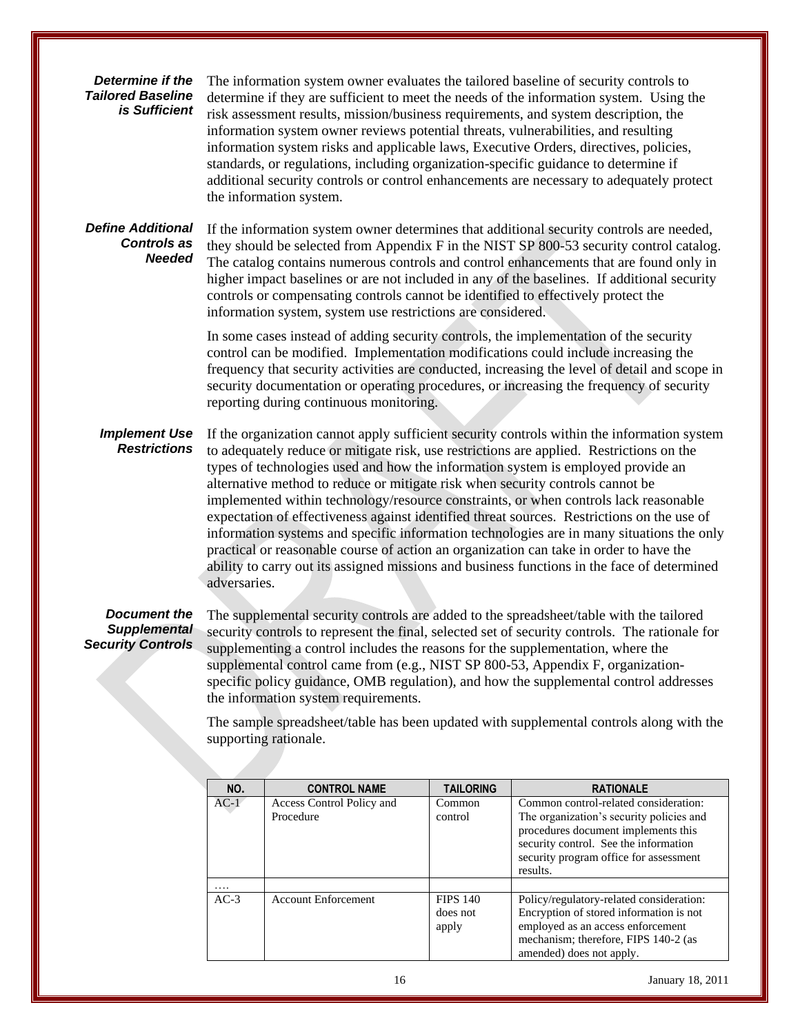**_Determine if the Tailored Baseline is Sufficient_**

The information system owner evaluates the tailored baseline of security controls to determine if they are sufficient to meet the needs of the information system. Using the risk assessment results, mission/business requirements, and system description, the information system owner reviews potential threats, vulnerabilities, and resulting information system risks and applicable laws, Executive Orders, directives, policies, standards, or regulations, including organization-specific guidance to determine if additional security controls or control enhancements are necessary to adequately protect the information system.

**_Define Additional Controls as Needed_**

If the information system owner determines that additional security controls are needed, they should be selected from Appendix F in the NIST SP 800-53 security control catalog. The catalog contains numerous controls and control enhancements that are found only in higher impact baselines or are not included in any of the baselines. If additional security controls or compensating controls cannot be identified to effectively protect the information system, system use restrictions are considered.

In some cases instead of adding security controls, the implementation of the security control can be modified. Implementation modifications could include increasing the frequency that security activities are conducted, increasing the level of detail and scope in security documentation or operating procedures, or increasing the frequency of security reporting during continuous monitoring.

**_Implement Use Restrictions_**

If the organization cannot apply sufficient security controls within the information system to adequately reduce or mitigate risk, use restrictions are applied. Restrictions on the types of technologies used and how the information system is employed provide an alternative method to reduce or mitigate risk when security controls cannot be implemented within technology/resource constraints, or when controls lack reasonable expectation of effectiveness against identified threat sources. Restrictions on the use of information systems and specific information technologies are in many situations the only practical or reasonable course of action an organization can take in order to have the ability to carry out its assigned missions and business functions in the face of determined adversaries.

**_Document the Supplemental Security Controls_**

The supplemental security controls are added to the spreadsheet/table with the tailored security controls to represent the final, selected set of security controls. The rationale for supplementing a control includes the reasons for the supplementation, where the supplemental control came from (e.g., NIST SP 800-53, Appendix F, organization-specific policy guidance, OMB regulation), and how the supplemental control addresses the information system requirements.

The sample spreadsheet/table has been updated with supplemental controls along with the supporting rationale.

| NO. | CONTROL NAME | TAILORING | RATIONALE |
|---|---|---|---|
| AC-1 | Access Control Policy and Procedure | Common control | Common control-related consideration: The organization's security policies and procedures document implements this security control. See the information security program office for assessment results. |
| …. | | | |
| AC-3 | Account Enforcement | FIPS 140 does not apply | Policy/regulatory-related consideration: Encryption of stored information is not employed as an access enforcement mechanism; therefore, FIPS 140-2 (as amended) does not apply. |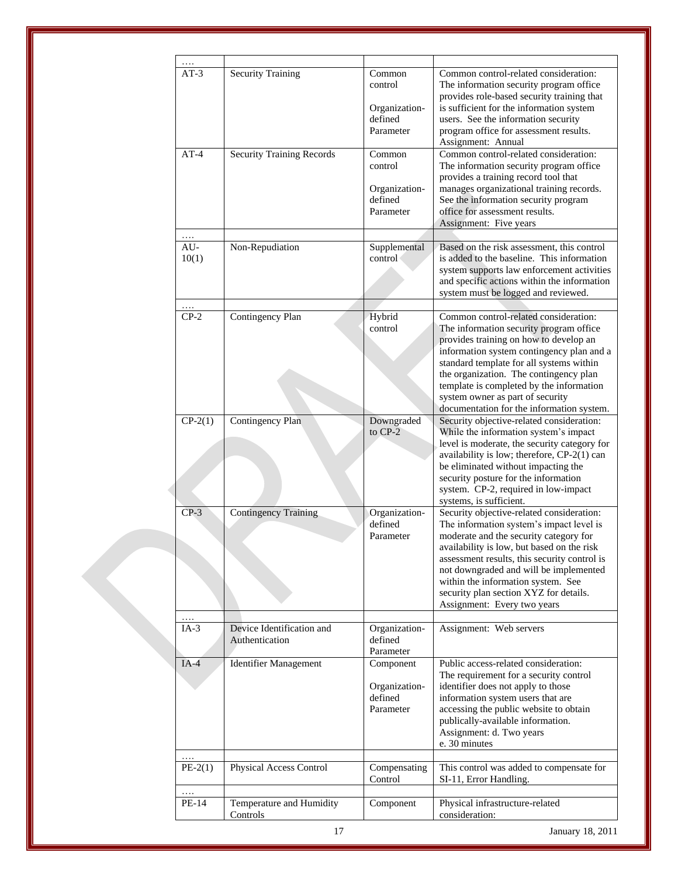| | | | |
|---|---|---|---|
| …. | | | |
| AT-3 | Security Training | Common control<br><br>Organization-defined Parameter | Common control-related consideration: The information security program office provides role-based security training that is sufficient for the information system users. See the information security program office for assessment results.<br>Assignment: Annual |
| AT-4 | Security Training Records | Common control<br><br>Organization-defined Parameter | Common control-related consideration: The information security program office provides a training record tool that manages organizational training records. See the information security program office for assessment results.<br>Assignment: Five years |
| …. | | | |
| AU-10(1) | Non-Repudiation | Supplemental control | Based on the risk assessment, this control is added to the baseline. This information system supports law enforcement activities and specific actions within the information system must be logged and reviewed. |
| …. | | | |
| CP-2 | Contingency Plan | Hybrid control | Common control-related consideration: The information security program office provides training on how to develop an information system contingency plan and a standard template for all systems within the organization. The contingency plan template is completed by the information system owner as part of security documentation for the information system. |
| CP-2(1) | Contingency Plan | Downgraded to CP-2 | Security objective-related consideration: While the information system's impact level is moderate, the security category for availability is low; therefore, CP-2(1) can be eliminated without impacting the security posture for the information system. CP-2, required in low-impact systems, is sufficient. |
| CP-3 | Contingency Training | Organization-defined Parameter | Security objective-related consideration: The information system's impact level is moderate and the security category for availability is low, but based on the risk assessment results, this security control is not downgraded and will be implemented within the information system. See security plan section XYZ for details.<br>Assignment: Every two years |
| …. | | | |
| IA-3 | Device Identification and Authentication | Organization-defined Parameter | Assignment: Web servers |
| IA-4 | Identifier Management | Component<br><br>Organization-defined Parameter | Public access-related consideration: The requirement for a security control identifier does not apply to those information system users that are accessing the public website to obtain publically-available information.<br>Assignment: d. Two years<br>e. 30 minutes |
| …. | | | |
| PE-2(1) | Physical Access Control | Compensating Control | This control was added to compensate for SI-11, Error Handling. |
| …. | | | |
| PE-14 | Temperature and Humidity Controls | Component | Physical infrastructure-related consideration: |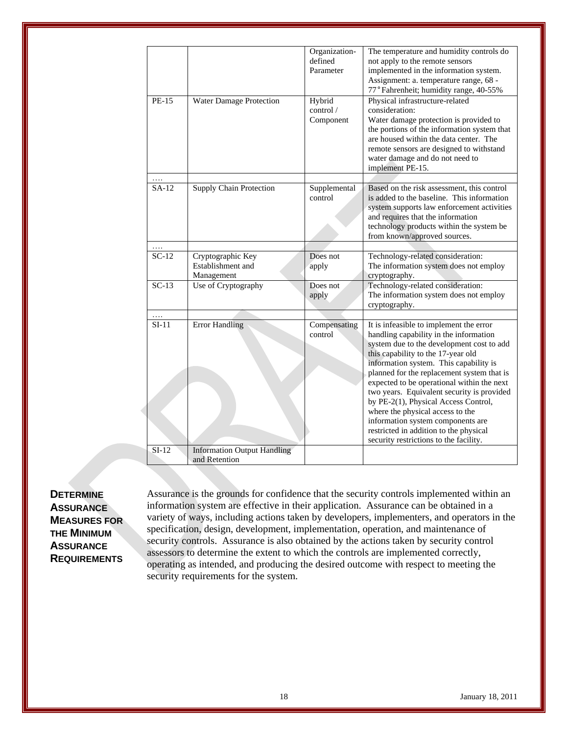|  |  | Organization-defined Parameter | The temperature and humidity controls do not apply to the remote sensors implemented in the information system. Assignment: a. temperature range, 68 - 77°Fahrenheit; humidity range, 40-55% |
|---|---|---|---|
| PE-15 | Water Damage Protection | Hybrid control / Component | Physical infrastructure-related consideration: Water damage protection is provided to the portions of the information system that are housed within the data center. The remote sensors are designed to withstand water damage and do not need to implement PE-15. |
| …. |  |  |  |
| SA-12 | Supply Chain Protection | Supplemental control | Based on the risk assessment, this control is added to the baseline. This information system supports law enforcement activities and requires that the information technology products within the system be from known/approved sources. |
| …. |  |  |  |
| SC-12 | Cryptographic Key Establishment and Management | Does not apply | Technology-related consideration: The information system does not employ cryptography. |
| SC-13 | Use of Cryptography | Does not apply | Technology-related consideration: The information system does not employ cryptography. |
| …. |  |  |  |
| SI-11 | Error Handling | Compensating control | It is infeasible to implement the error handling capability in the information system due to the development cost to add this capability to the 17-year old information system. This capability is planned for the replacement system that is expected to be operational within the next two years. Equivalent security is provided by PE-2(1), Physical Access Control, where the physical access to the information system components are restricted in addition to the physical security restrictions to the facility. |
| SI-12 | Information Output Handling and Retention |  |  |

**DETERMINE ASSURANCE MEASURES FOR THE MINIMUM ASSURANCE REQUIREMENTS**

Assurance is the grounds for confidence that the security controls implemented within an information system are effective in their application. Assurance can be obtained in a variety of ways, including actions taken by developers, implementers, and operators in the specification, design, development, implementation, operation, and maintenance of security controls. Assurance is also obtained by the actions taken by security control assessors to determine the extent to which the controls are implemented correctly, operating as intended, and producing the desired outcome with respect to meeting the security requirements for the system.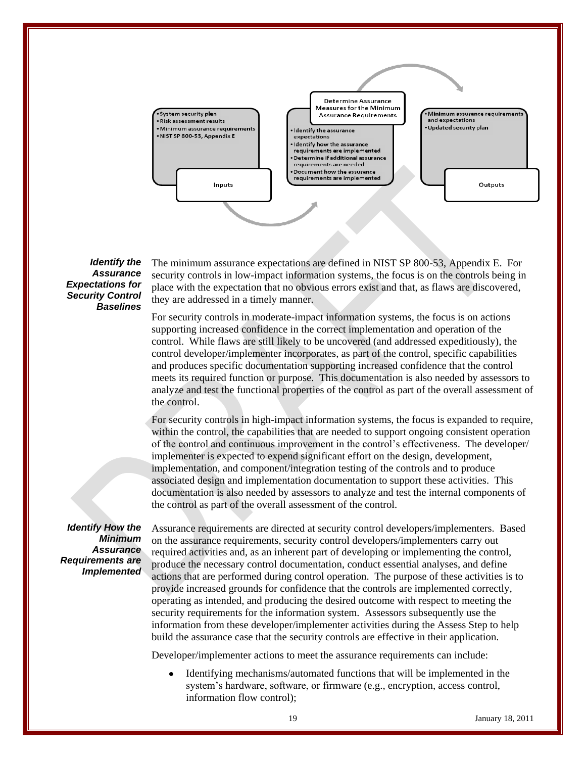- System security plan
- Risk assessment results
- Minimum assurance requirements
- NIST SP 800-53, Appendix E

**Inputs**

**Determine Assurance Measures for the Minimum Assurance Requirements**

- Identify the assurance expectations
- Identify how the assurance requirements are implemented
- Determine if additional assurance requirements are needed
- Document how the assurance requirements are implemented

- Minimum assurance requirements and expectations
- Updated security plan

**Outputs**

***Identify the Assurance Expectations for Security Control Baselines***

The minimum assurance expectations are defined in NIST SP 800-53, Appendix E. For security controls in low-impact information systems, the focus is on the controls being in place with the expectation that no obvious errors exist and that, as flaws are discovered, they are addressed in a timely manner.

For security controls in moderate-impact information systems, the focus is on actions supporting increased confidence in the correct implementation and operation of the control. While flaws are still likely to be uncovered (and addressed expeditiously), the control developer/implementer incorporates, as part of the control, specific capabilities and produces specific documentation supporting increased confidence that the control meets its required function or purpose. This documentation is also needed by assessors to analyze and test the functional properties of the control as part of the overall assessment of the control.

For security controls in high-impact information systems, the focus is expanded to require, within the control, the capabilities that are needed to support ongoing consistent operation of the control and continuous improvement in the control's effectiveness. The developer/implementer is expected to expend significant effort on the design, development, implementation, and component/integration testing of the controls and to produce associated design and implementation documentation to support these activities. This documentation is also needed by assessors to analyze and test the internal components of the control as part of the overall assessment of the control.

***Identify How the Minimum Assurance Requirements are Implemented***

Assurance requirements are directed at security control developers/implementers. Based on the assurance requirements, security control developers/implementers carry out required activities and, as an inherent part of developing or implementing the control, produce the necessary control documentation, conduct essential analyses, and define actions that are performed during control operation. The purpose of these activities is to provide increased grounds for confidence that the controls are implemented correctly, operating as intended, and producing the desired outcome with respect to meeting the security requirements for the information system. Assessors subsequently use the information from these developer/implementer activities during the Assess Step to help build the assurance case that the security controls are effective in their application.

Developer/implementer actions to meet the assurance requirements can include:

- Identifying mechanisms/automated functions that will be implemented in the system's hardware, software, or firmware (e.g., encryption, access control, information flow control);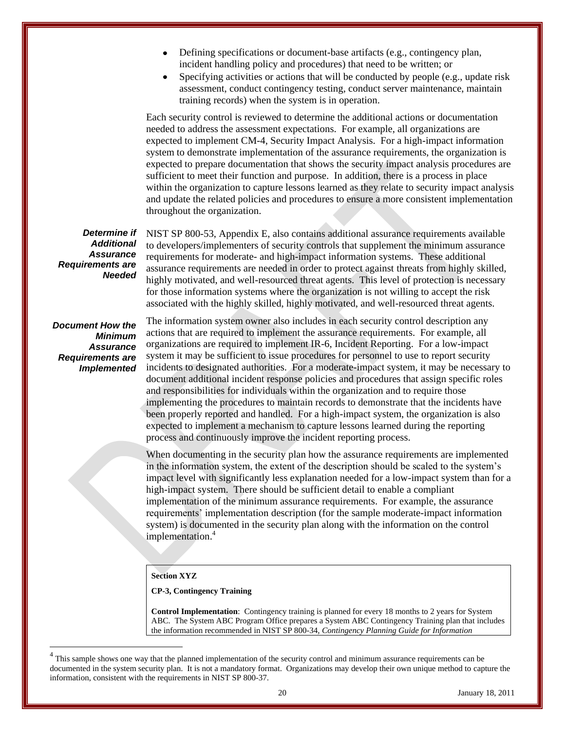- Defining specifications or document-base artifacts (e.g., contingency plan, incident handling policy and procedures) that need to be written; or
- Specifying activities or actions that will be conducted by people (e.g., update risk assessment, conduct contingency testing, conduct server maintenance, maintain training records) when the system is in operation.

Each security control is reviewed to determine the additional actions or documentation needed to address the assessment expectations. For example, all organizations are expected to implement CM-4, Security Impact Analysis. For a high-impact information system to demonstrate implementation of the assurance requirements, the organization is expected to prepare documentation that shows the security impact analysis procedures are sufficient to meet their function and purpose. In addition, there is a process in place within the organization to capture lessons learned as they relate to security impact analysis and update the related policies and procedures to ensure a more consistent implementation throughout the organization.

***Determine if Additional Assurance Requirements are Needed***

NIST SP 800-53, Appendix E, also contains additional assurance requirements available to developers/implementers of security controls that supplement the minimum assurance requirements for moderate- and high-impact information systems. These additional assurance requirements are needed in order to protect against threats from highly skilled, highly motivated, and well-resourced threat agents. This level of protection is necessary for those information systems where the organization is not willing to accept the risk associated with the highly skilled, highly motivated, and well-resourced threat agents.

***Document How the Minimum Assurance Requirements are Implemented***

The information system owner also includes in each security control description any actions that are required to implement the assurance requirements. For example, all organizations are required to implement IR-6, Incident Reporting. For a low-impact system it may be sufficient to issue procedures for personnel to use to report security incidents to designated authorities. For a moderate-impact system, it may be necessary to document additional incident response policies and procedures that assign specific roles and responsibilities for individuals within the organization and to require those implementing the procedures to maintain records to demonstrate that the incidents have been properly reported and handled. For a high-impact system, the organization is also expected to implement a mechanism to capture lessons learned during the reporting process and continuously improve the incident reporting process.

When documenting in the security plan how the assurance requirements are implemented in the information system, the extent of the description should be scaled to the system's impact level with significantly less explanation needed for a low-impact system than for a high-impact system. There should be sufficient detail to enable a compliant implementation of the minimum assurance requirements. For example, the assurance requirements' implementation description (for the sample moderate-impact information system) is documented in the security plan along with the information on the control implementation.[4]

> **Section XYZ**
>
> **CP-3, Contingency Training**
>
> **Control Implementation**: Contingency training is planned for every 18 months to 2 years for System ABC. The System ABC Program Office prepares a System ABC Contingency Training plan that includes the information recommended in NIST SP 800-34, *Contingency Planning Guide for Information*

[4] This sample shows one way that the planned implementation of the security control and minimum assurance requirements can be documented in the system security plan. It is not a mandatory format. Organizations may develop their own unique method to capture the information, consistent with the requirements in NIST SP 800-37.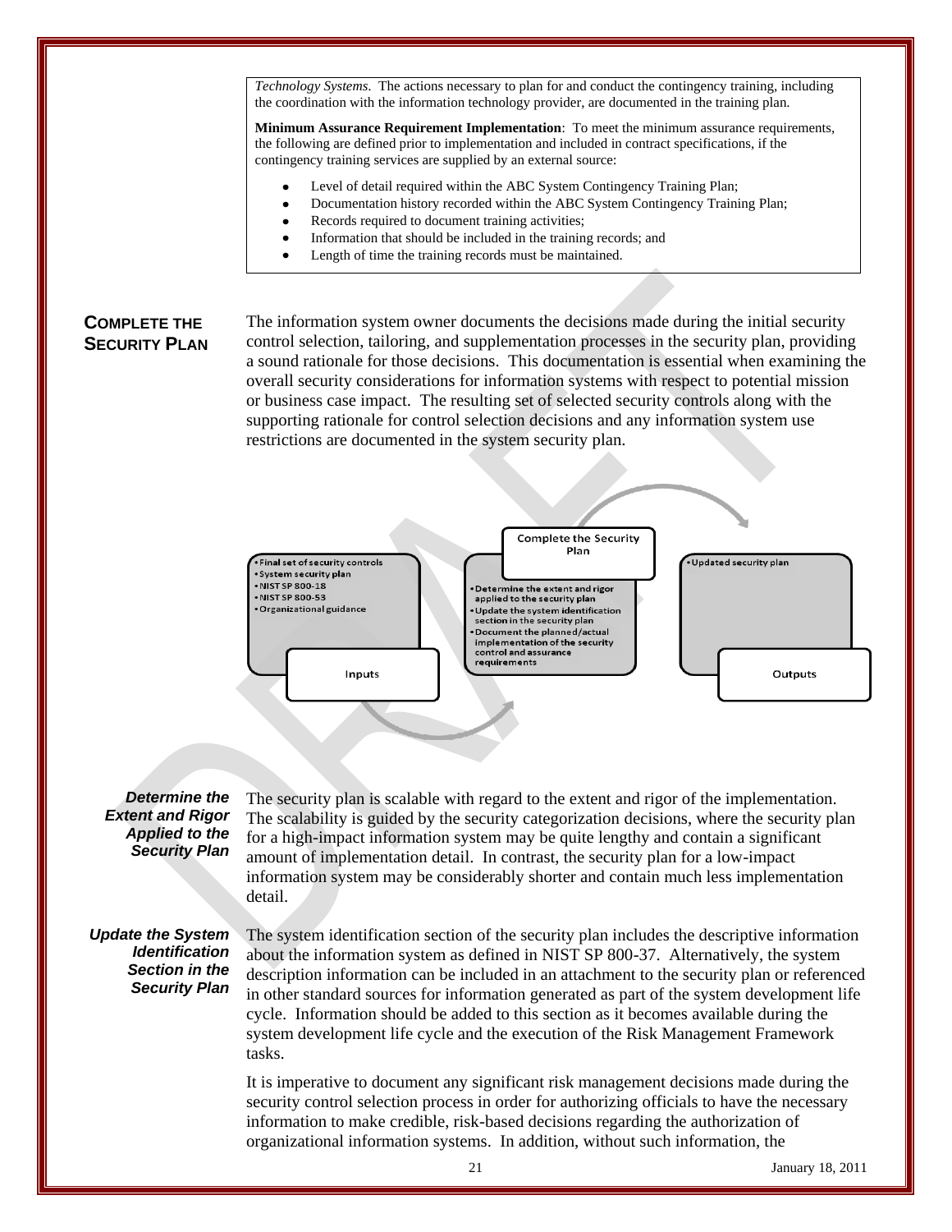*Technology Systems*. The actions necessary to plan for and conduct the contingency training, including the coordination with the information technology provider, are documented in the training plan.

**Minimum Assurance Requirement Implementation**: To meet the minimum assurance requirements, the following are defined prior to implementation and included in contract specifications, if the contingency training services are supplied by an external source:

- Level of detail required within the ABC System Contingency Training Plan;
- Documentation history recorded within the ABC System Contingency Training Plan;
- Records required to document training activities;
- Information that should be included in the training records; and
- Length of time the training records must be maintained.

## COMPLETE THE SECURITY PLAN

The information system owner documents the decisions made during the initial security control selection, tailoring, and supplementation processes in the security plan, providing a sound rationale for those decisions. This documentation is essential when examining the overall security considerations for information systems with respect to potential mission or business case impact. The resulting set of selected security controls along with the supporting rationale for control selection decisions and any information system use restrictions are documented in the system security plan.

**Inputs**
- Final set of security controls
- System security plan
- NIST SP 800-18
- NIST SP 800-53
- Organizational guidance

**Complete the Security Plan**
- Determine the extent and rigor applied to the security plan
- Update the system identification section in the security plan
- Document the planned/actual implementation of the security control and assurance requirements

**Outputs**
- Updated security plan

### *Determine the Extent and Rigor Applied to the Security Plan*

The security plan is scalable with regard to the extent and rigor of the implementation. The scalability is guided by the security categorization decisions, where the security plan for a high-impact information system may be quite lengthy and contain a significant amount of implementation detail. In contrast, the security plan for a low-impact information system may be considerably shorter and contain much less implementation detail.

### *Update the System Identification Section in the Security Plan*

The system identification section of the security plan includes the descriptive information about the information system as defined in NIST SP 800-37. Alternatively, the system description information can be included in an attachment to the security plan or referenced in other standard sources for information generated as part of the system development life cycle. Information should be added to this section as it becomes available during the system development life cycle and the execution of the Risk Management Framework tasks.

It is imperative to document any significant risk management decisions made during the security control selection process in order for authorizing officials to have the necessary information to make credible, risk-based decisions regarding the authorization of organizational information systems. In addition, without such information, the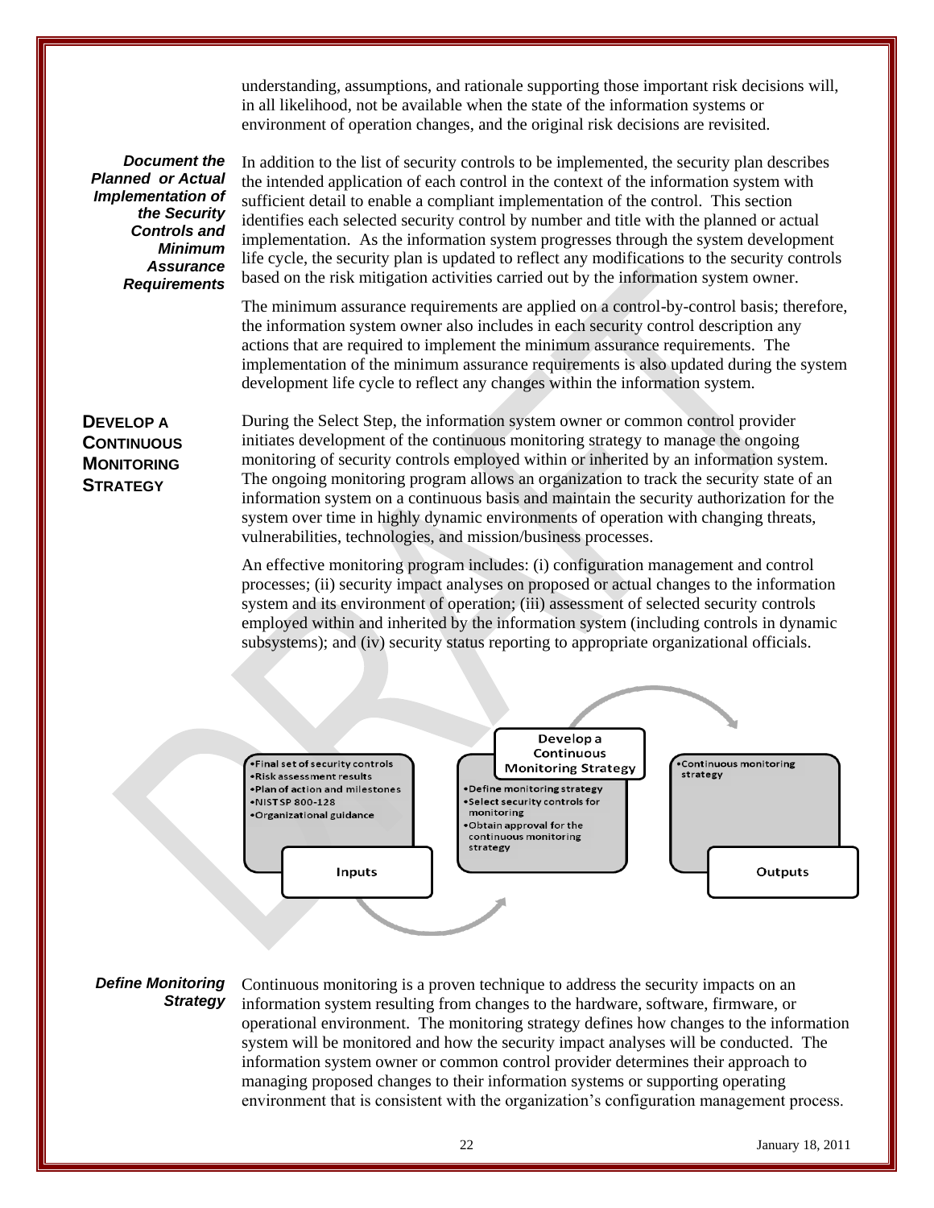understanding, assumptions, and rationale supporting those important risk decisions will, in all likelihood, not be available when the state of the information systems or environment of operation changes, and the original risk decisions are revisited.

***Document the Planned or Actual Implementation of the Security Controls and Minimum Assurance Requirements***

In addition to the list of security controls to be implemented, the security plan describes the intended application of each control in the context of the information system with sufficient detail to enable a compliant implementation of the control. This section identifies each selected security control by number and title with the planned or actual implementation. As the information system progresses through the system development life cycle, the security plan is updated to reflect any modifications to the security controls based on the risk mitigation activities carried out by the information system owner.

The minimum assurance requirements are applied on a control-by-control basis; therefore, the information system owner also includes in each security control description any actions that are required to implement the minimum assurance requirements. The implementation of the minimum assurance requirements is also updated during the system development life cycle to reflect any changes within the information system.

## Develop a Continuous Monitoring Strategy

During the Select Step, the information system owner or common control provider initiates development of the continuous monitoring strategy to manage the ongoing monitoring of security controls employed within or inherited by an information system. The ongoing monitoring program allows an organization to track the security state of an information system on a continuous basis and maintain the security authorization for the system over time in highly dynamic environments of operation with changing threats, vulnerabilities, technologies, and mission/business processes.

An effective monitoring program includes: (i) configuration management and control processes; (ii) security impact analyses on proposed or actual changes to the information system and its environment of operation; (iii) assessment of selected security controls employed within and inherited by the information system (including controls in dynamic subsystems); and (iv) security status reporting to appropriate organizational officials.

**Inputs**
- Final set of security controls
- Risk assessment results
- Plan of action and milestones
- NIST SP 800-128
- Organizational guidance

**Develop a Continuous Monitoring Strategy**
- Define monitoring strategy
- Select security controls for monitoring
- Obtain approval for the continuous monitoring strategy

**Outputs**
- Continuous monitoring strategy

***Define Monitoring Strategy***

Continuous monitoring is a proven technique to address the security impacts on an information system resulting from changes to the hardware, software, firmware, or operational environment. The monitoring strategy defines how changes to the information system will be monitored and how the security impact analyses will be conducted. The information system owner or common control provider determines their approach to managing proposed changes to their information systems or supporting operating environment that is consistent with the organization's configuration management process.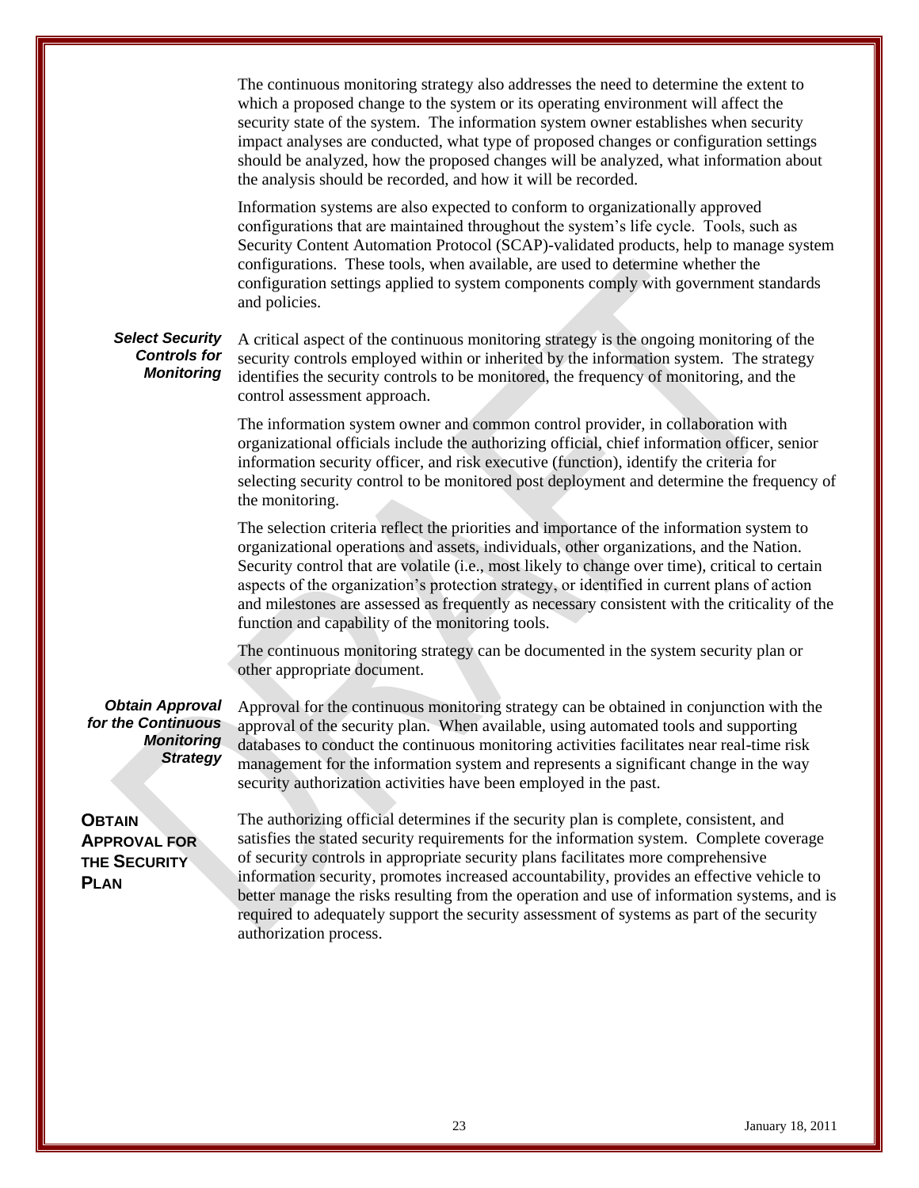The continuous monitoring strategy also addresses the need to determine the extent to which a proposed change to the system or its operating environment will affect the security state of the system. The information system owner establishes when security impact analyses are conducted, what type of proposed changes or configuration settings should be analyzed, how the proposed changes will be analyzed, what information about the analysis should be recorded, and how it will be recorded.

Information systems are also expected to conform to organizationally approved configurations that are maintained throughout the system's life cycle. Tools, such as Security Content Automation Protocol (SCAP)-validated products, help to manage system configurations. These tools, when available, are used to determine whether the configuration settings applied to system components comply with government standards and policies.

***Select Security Controls for Monitoring***

A critical aspect of the continuous monitoring strategy is the ongoing monitoring of the security controls employed within or inherited by the information system. The strategy identifies the security controls to be monitored, the frequency of monitoring, and the control assessment approach.

The information system owner and common control provider, in collaboration with organizational officials include the authorizing official, chief information officer, senior information security officer, and risk executive (function), identify the criteria for selecting security control to be monitored post deployment and determine the frequency of the monitoring.

The selection criteria reflect the priorities and importance of the information system to organizational operations and assets, individuals, other organizations, and the Nation. Security control that are volatile (i.e., most likely to change over time), critical to certain aspects of the organization's protection strategy, or identified in current plans of action and milestones are assessed as frequently as necessary consistent with the criticality of the function and capability of the monitoring tools.

The continuous monitoring strategy can be documented in the system security plan or other appropriate document.

***Obtain Approval for the Continuous Monitoring Strategy***

Approval for the continuous monitoring strategy can be obtained in conjunction with the approval of the security plan. When available, using automated tools and supporting databases to conduct the continuous monitoring activities facilitates near real-time risk management for the information system and represents a significant change in the way security authorization activities have been employed in the past.

## Obtain Approval for the Security Plan

The authorizing official determines if the security plan is complete, consistent, and satisfies the stated security requirements for the information system. Complete coverage of security controls in appropriate security plans facilitates more comprehensive information security, promotes increased accountability, provides an effective vehicle to better manage the risks resulting from the operation and use of information systems, and is required to adequately support the security assessment of systems as part of the security authorization process.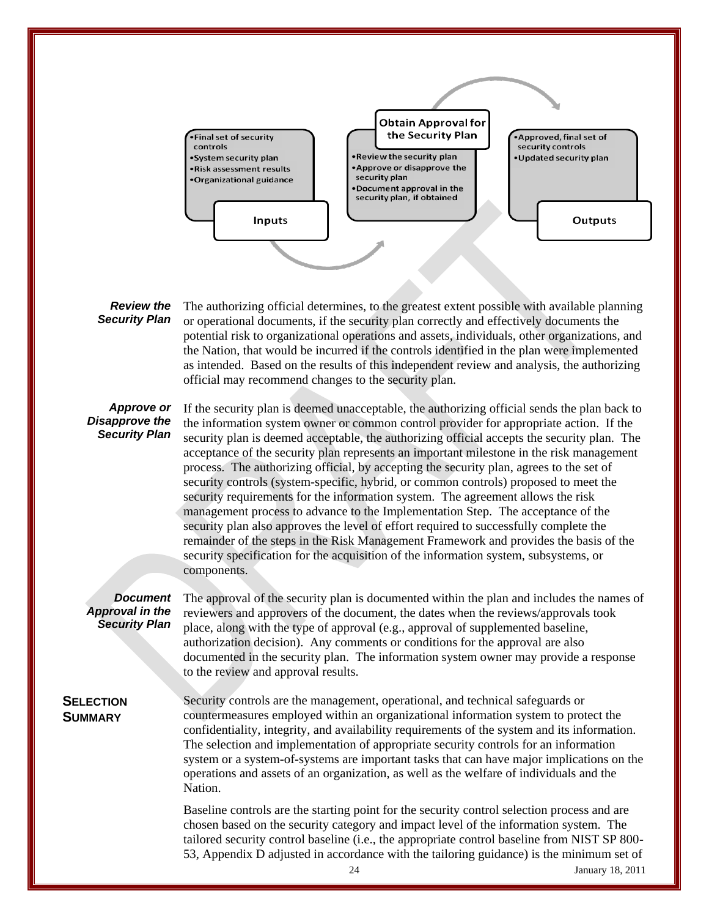**Inputs**

- Final set of security controls
- System security plan
- Risk assessment results
- Organizational guidance

**Obtain Approval for the Security Plan**

- Review the security plan
- Approve or disapprove the security plan
- Document approval in the security plan, if obtained

**Outputs**

- Approved, final set of security controls
- Updated security plan

***Review the Security Plan***

The authorizing official determines, to the greatest extent possible with available planning or operational documents, if the security plan correctly and effectively documents the potential risk to organizational operations and assets, individuals, other organizations, and the Nation, that would be incurred if the controls identified in the plan were implemented as intended. Based on the results of this independent review and analysis, the authorizing official may recommend changes to the security plan.

***Approve or Disapprove the Security Plan***

If the security plan is deemed unacceptable, the authorizing official sends the plan back to the information system owner or common control provider for appropriate action. If the security plan is deemed acceptable, the authorizing official accepts the security plan. The acceptance of the security plan represents an important milestone in the risk management process. The authorizing official, by accepting the security plan, agrees to the set of security controls (system-specific, hybrid, or common controls) proposed to meet the security requirements for the information system. The agreement allows the risk management process to advance to the Implementation Step. The acceptance of the security plan also approves the level of effort required to successfully complete the remainder of the steps in the Risk Management Framework and provides the basis of the security specification for the acquisition of the information system, subsystems, or components.

***Document Approval in the Security Plan***

The approval of the security plan is documented within the plan and includes the names of reviewers and approvers of the document, the dates when the reviews/approvals took place, along with the type of approval (e.g., approval of supplemented baseline, authorization decision). Any comments or conditions for the approval are also documented in the security plan. The information system owner may provide a response to the review and approval results.

## SELECTION SUMMARY

Security controls are the management, operational, and technical safeguards or countermeasures employed within an organizational information system to protect the confidentiality, integrity, and availability requirements of the system and its information. The selection and implementation of appropriate security controls for an information system or a system-of-systems are important tasks that can have major implications on the operations and assets of an organization, as well as the welfare of individuals and the Nation.

Baseline controls are the starting point for the security control selection process and are chosen based on the security category and impact level of the information system. The tailored security control baseline (i.e., the appropriate control baseline from NIST SP 800-53, Appendix D adjusted in accordance with the tailoring guidance) is the minimum set of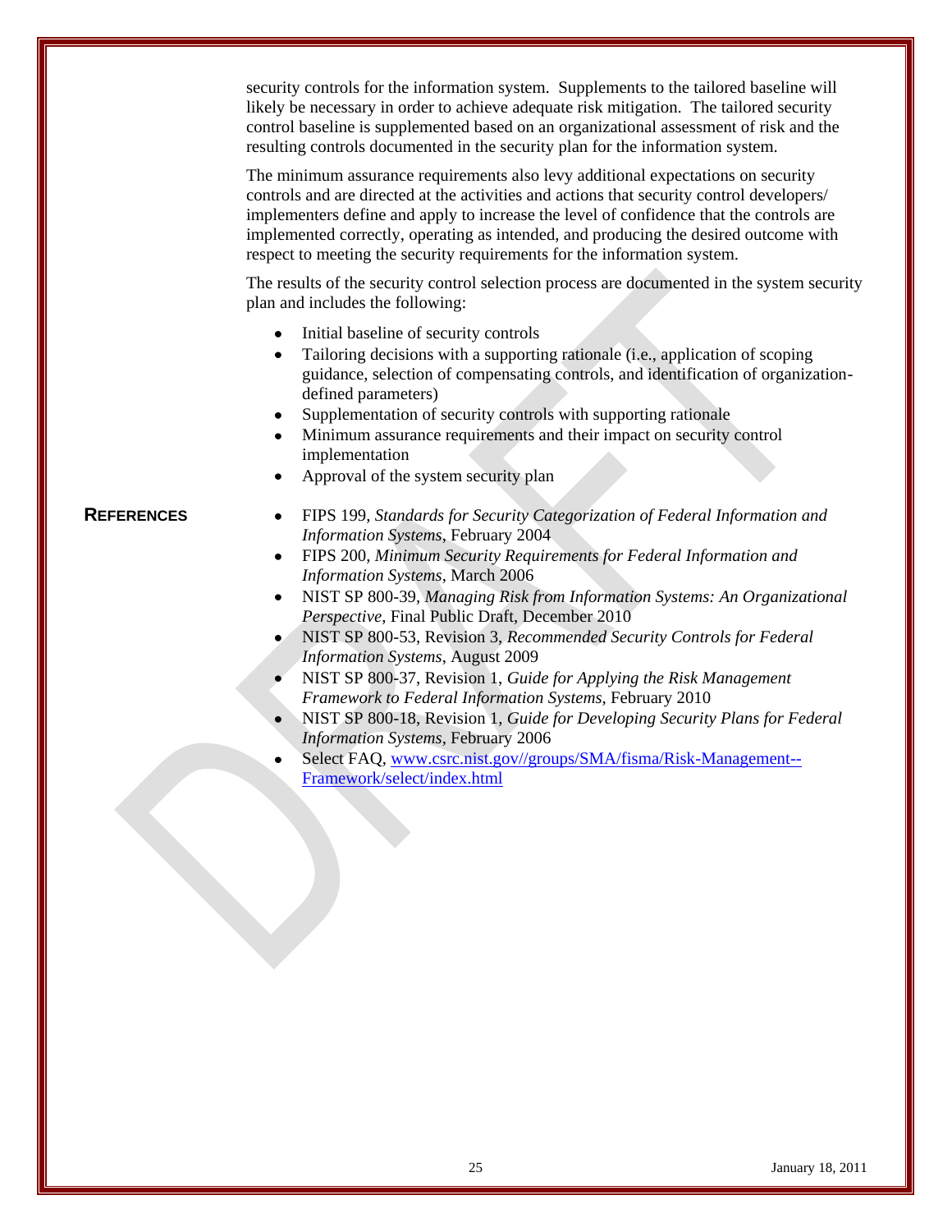security controls for the information system. Supplements to the tailored baseline will likely be necessary in order to achieve adequate risk mitigation. The tailored security control baseline is supplemented based on an organizational assessment of risk and the resulting controls documented in the security plan for the information system.

The minimum assurance requirements also levy additional expectations on security controls and are directed at the activities and actions that security control developers/ implementers define and apply to increase the level of confidence that the controls are implemented correctly, operating as intended, and producing the desired outcome with respect to meeting the security requirements for the information system.

The results of the security control selection process are documented in the system security plan and includes the following:

- Initial baseline of security controls
- Tailoring decisions with a supporting rationale (i.e., application of scoping guidance, selection of compensating controls, and identification of organization-defined parameters)
- Supplementation of security controls with supporting rationale
- Minimum assurance requirements and their impact on security control implementation
- Approval of the system security plan

**REFERENCES**

- FIPS 199, *Standards for Security Categorization of Federal Information and Information Systems*, February 2004
- FIPS 200, *Minimum Security Requirements for Federal Information and Information Systems*, March 2006
- NIST SP 800-39, *Managing Risk from Information Systems: An Organizational Perspective*, Final Public Draft, December 2010
- NIST SP 800-53, Revision 3, *Recommended Security Controls for Federal Information Systems*, August 2009
- NIST SP 800-37, Revision 1, *Guide for Applying the Risk Management Framework to Federal Information Systems*, February 2010
- NIST SP 800-18, Revision 1, *Guide for Developing Security Plans for Federal Information Systems*, February 2006
- Select FAQ, www.csrc.nist.gov//groups/SMA/fisma/Risk-Management--Framework/select/index.html